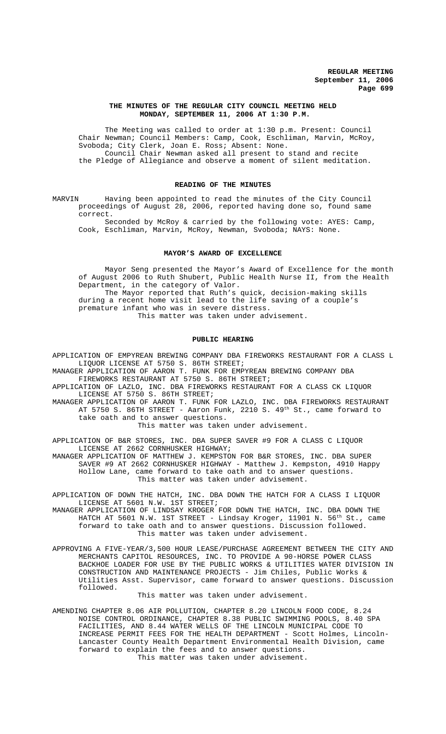**REGULAR MEETING**
**September 11, 2006**

**THE MINUTES OF THE REGULAR CITY COUNCIL MEETING HELD MONDAY, SEPTEMBER 11, 2006 AT 1:30 P.M.**

The Meeting was called to order at 1:30 p.m. Present: Council Chair Newman; Council Members: Camp, Cook, Eschliman, Marvin, McRoy, Svoboda; City Clerk, Joan E. Ross; Absent: None.

Council Chair Newman asked all present to stand and recite the Pledge of Allegiance and observe a moment of silent meditation.

**READING OF THE MINUTES**

MARVIN Having been appointed to read the minutes of the City Council proceedings of August 28, 2006, reported having done so, found same correct.

Seconded by McRoy & carried by the following vote: AYES: Camp, Cook, Eschliman, Marvin, McRoy, Newman, Svoboda; NAYS: None.

**MAYOR'S AWARD OF EXCELLENCE**

Mayor Seng presented the Mayor's Award of Excellence for the month of August 2006 to Ruth Shubert, Public Health Nurse II, from the Health Department, in the category of Valor.

The Mayor reported that Ruth's quick, decision-making skills during a recent home visit lead to the life saving of a couple's premature infant who was in severe distress.

This matter was taken under advisement.

**PUBLIC HEARING**

APPLICATION OF EMPYREAN BREWING COMPANY DBA FIREWORKS RESTAURANT FOR A CLASS L LIQUOR LICENSE AT 5750 S. 86TH STREET;

MANAGER APPLICATION OF AARON T. FUNK FOR EMPYREAN BREWING COMPANY DBA FIREWORKS RESTAURANT AT 5750 S. 86TH STREET;

APPLICATION OF LAZLO, INC. DBA FIREWORKS RESTAURANT FOR A CLASS CK LIQUOR LICENSE AT 5750 S. 86TH STREET;

MANAGER APPLICATION OF AARON T. FUNK FOR LAZLO, INC. DBA FIREWORKS RESTAURANT AT 5750 S. 86TH STREET - Aaron Funk, 2210 S. 49th St., came forward to take oath and to answer questions.

This matter was taken under advisement.

APPLICATION OF B&R STORES, INC. DBA SUPER SAVER #9 FOR A CLASS C LIQUOR LICENSE AT 2662 CORNHUSKER HIGHWAY;

MANAGER APPLICATION OF MATTHEW J. KEMPSTON FOR B&R STORES, INC. DBA SUPER SAVER #9 AT 2662 CORNHUSKER HIGHWAY - Matthew J. Kempston, 4910 Happy Hollow Lane, came forward to take oath and to answer questions.

This matter was taken under advisement.

APPLICATION OF DOWN THE HATCH, INC. DBA DOWN THE HATCH FOR A CLASS I LIQUOR LICENSE AT 5601 N.W. 1ST STREET;

MANAGER APPLICATION OF LINDSAY KROGER FOR DOWN THE HATCH, INC. DBA DOWN THE HATCH AT 5601 N.W. 1ST STREET - Lindsay Kroger, 11901 N. 56th St., came forward to take oath and to answer questions. Discussion followed.

This matter was taken under advisement.

APPROVING A FIVE-YEAR/3,500 HOUR LEASE/PURCHASE AGREEMENT BETWEEN THE CITY AND MERCHANTS CAPITOL RESOURCES, INC. TO PROVIDE A 90-HORSE POWER CLASS BACKHOE LOADER FOR USE BY THE PUBLIC WORKS & UTILITIES WATER DIVISION IN CONSTRUCTION AND MAINTENANCE PROJECTS - Jim Chiles, Public Works & Utilities Asst. Supervisor, came forward to answer questions. Discussion followed.

This matter was taken under advisement.

AMENDING CHAPTER 8.06 AIR POLLUTION, CHAPTER 8.20 LINCOLN FOOD CODE, 8.24 NOISE CONTROL ORDINANCE, CHAPTER 8.38 PUBLIC SWIMMING POOLS, 8.40 SPA FACILITIES, AND 8.44 WATER WELLS OF THE LINCOLN MUNICIPAL CODE TO INCREASE PERMIT FEES FOR THE HEALTH DEPARTMENT - Scott Holmes, Lincoln-Lancaster County Health Department Environmental Health Division, came forward to explain the fees and to answer questions.

This matter was taken under advisement.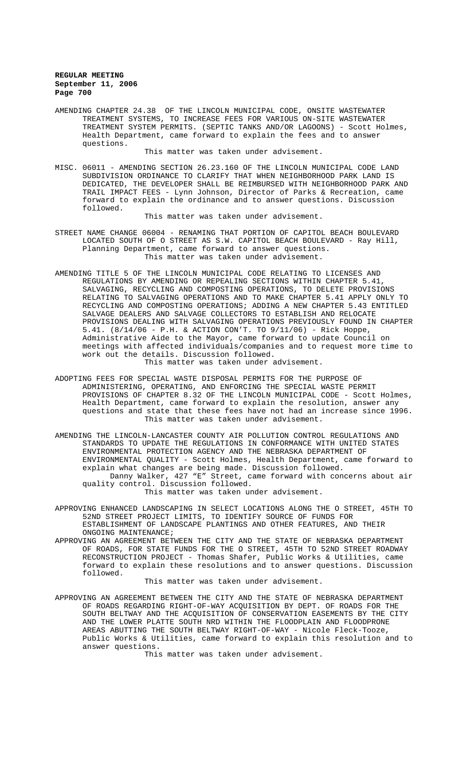AMENDING CHAPTER 24.38 OF THE LINCOLN MUNICIPAL CODE, ONSITE WASTEWATER TREATMENT SYSTEMS, TO INCREASE FEES FOR VARIOUS ON-SITE WASTEWATER TREATMENT SYSTEM PERMITS. (SEPTIC TANKS AND/OR LAGOONS) - Scott Holmes, Health Department, came forward to explain the fees and to answer questions.

This matter was taken under advisement.

MISC. 06011 - AMENDING SECTION 26.23.160 OF THE LINCOLN MUNICIPAL CODE LAND SUBDIVISION ORDINANCE TO CLARIFY THAT WHEN NEIGHBORHOOD PARK LAND IS DEDICATED, THE DEVELOPER SHALL BE REIMBURSED WITH NEIGHBORHOOD PARK AND TRAIL IMPACT FEES - Lynn Johnson, Director of Parks & Recreation, came forward to explain the ordinance and to answer questions. Discussion followed.

This matter was taken under advisement.

STREET NAME CHANGE 06004 - RENAMING THAT PORTION OF CAPITOL BEACH BOULEVARD LOCATED SOUTH OF O STREET AS S.W. CAPITOL BEACH BOULEVARD - Ray Hill, Planning Department, came forward to answer questions.

This matter was taken under advisement.

AMENDING TITLE 5 OF THE LINCOLN MUNICIPAL CODE RELATING TO LICENSES AND REGULATIONS BY AMENDING OR REPEALING SECTIONS WITHIN CHAPTER 5.41, SALVAGING, RECYCLING AND COMPOSTING OPERATIONS, TO DELETE PROVISIONS RELATING TO SALVAGING OPERATIONS AND TO MAKE CHAPTER 5.41 APPLY ONLY TO RECYCLING AND COMPOSTING OPERATIONS; ADDING A NEW CHAPTER 5.43 ENTITLED SALVAGE DEALERS AND SALVAGE COLLECTORS TO ESTABLISH AND RELOCATE PROVISIONS DEALING WITH SALVAGING OPERATIONS PREVIOUSLY FOUND IN CHAPTER 5.41. (8/14/06 - P.H. & ACTION CON'T. TO 9/11/06) - Rick Hoppe, Administrative Aide to the Mayor, came forward to update Council on meetings with affected individuals/companies and to request more time to work out the details. Discussion followed.

This matter was taken under advisement.

ADOPTING FEES FOR SPECIAL WASTE DISPOSAL PERMITS FOR THE PURPOSE OF ADMINISTERING, OPERATING, AND ENFORCING THE SPECIAL WASTE PERMIT PROVISIONS OF CHAPTER 8.32 OF THE LINCOLN MUNICIPAL CODE - Scott Holmes, Health Department, came forward to explain the resolution, answer any questions and state that these fees have not had an increase since 1996.

This matter was taken under advisement.

AMENDING THE LINCOLN-LANCASTER COUNTY AIR POLLUTION CONTROL REGULATIONS AND STANDARDS TO UPDATE THE REGULATIONS IN CONFORMANCE WITH UNITED STATES ENVIRONMENTAL PROTECTION AGENCY AND THE NEBRASKA DEPARTMENT OF ENVIRONMENTAL QUALITY - Scott Holmes, Health Department, came forward to explain what changes are being made. Discussion followed.

Danny Walker, 427 "E" Street, came forward with concerns about air quality control. Discussion followed.

This matter was taken under advisement.

APPROVING ENHANCED LANDSCAPING IN SELECT LOCATIONS ALONG THE O STREET, 45TH TO 52ND STREET PROJECT LIMITS, TO IDENTIFY SOURCE OF FUNDS FOR ESTABLISHMENT OF LANDSCAPE PLANTINGS AND OTHER FEATURES, AND THEIR ONGOING MAINTENANCE;

APPROVING AN AGREEMENT BETWEEN THE CITY AND THE STATE OF NEBRASKA DEPARTMENT OF ROADS, FOR STATE FUNDS FOR THE O STREET, 45TH TO 52ND STREET ROADWAY RECONSTRUCTION PROJECT - Thomas Shafer, Public Works & Utilities, came forward to explain these resolutions and to answer questions. Discussion followed.

This matter was taken under advisement.

APPROVING AN AGREEMENT BETWEEN THE CITY AND THE STATE OF NEBRASKA DEPARTMENT OF ROADS REGARDING RIGHT-OF-WAY ACQUISITION BY DEPT. OF ROADS FOR THE SOUTH BELTWAY AND THE ACQUISITION OF CONSERVATION EASEMENTS BY THE CITY AND THE LOWER PLATTE SOUTH NRD WITHIN THE FLOODPLAIN AND FLOODPRONE AREAS ABUTTING THE SOUTH BELTWAY RIGHT-OF-WAY - Nicole Fleck-Tooze, Public Works & Utilities, came forward to explain this resolution and to answer questions.

This matter was taken under advisement.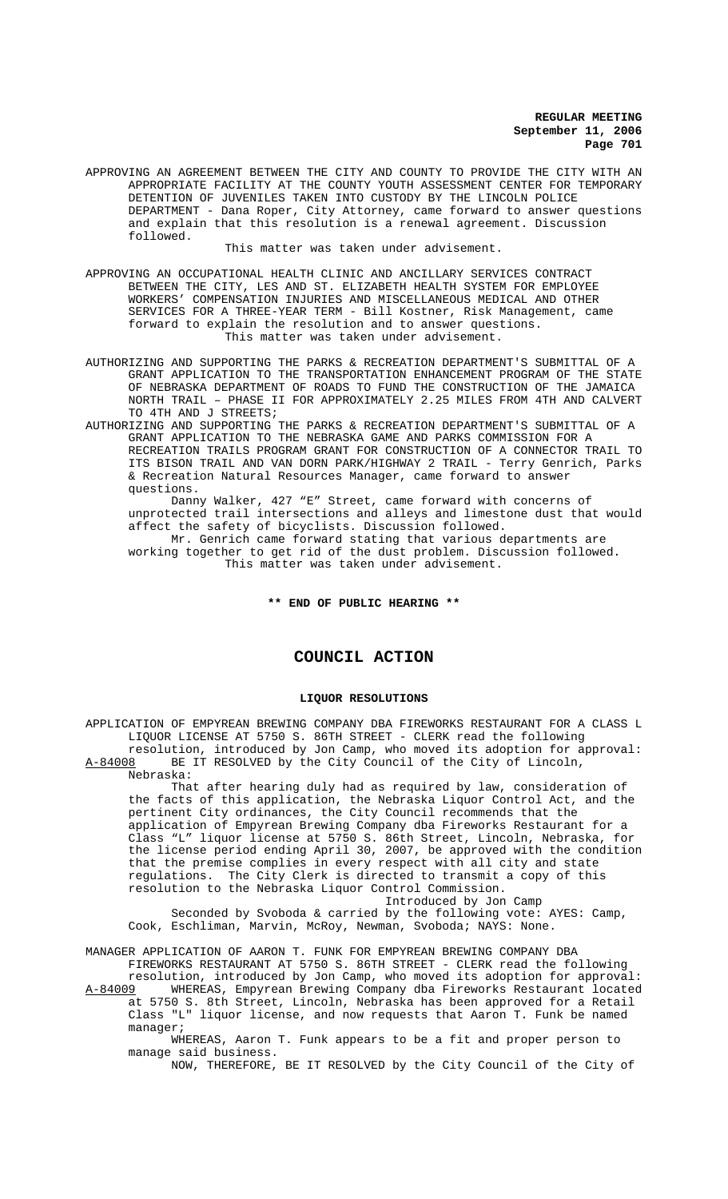APPROVING AN AGREEMENT BETWEEN THE CITY AND COUNTY TO PROVIDE THE CITY WITH AN APPROPRIATE FACILITY AT THE COUNTY YOUTH ASSESSMENT CENTER FOR TEMPORARY DETENTION OF JUVENILES TAKEN INTO CUSTODY BY THE LINCOLN POLICE DEPARTMENT - Dana Roper, City Attorney, came forward to answer questions and explain that this resolution is a renewal agreement. Discussion followed.

This matter was taken under advisement.

APPROVING AN OCCUPATIONAL HEALTH CLINIC AND ANCILLARY SERVICES CONTRACT BETWEEN THE CITY, LES AND ST. ELIZABETH HEALTH SYSTEM FOR EMPLOYEE WORKERS' COMPENSATION INJURIES AND MISCELLANEOUS MEDICAL AND OTHER SERVICES FOR A THREE-YEAR TERM - Bill Kostner, Risk Management, came forward to explain the resolution and to answer questions.

This matter was taken under advisement.

AUTHORIZING AND SUPPORTING THE PARKS & RECREATION DEPARTMENT'S SUBMITTAL OF A GRANT APPLICATION TO THE TRANSPORTATION ENHANCEMENT PROGRAM OF THE STATE OF NEBRASKA DEPARTMENT OF ROADS TO FUND THE CONSTRUCTION OF THE JAMAICA NORTH TRAIL – PHASE II FOR APPROXIMATELY 2.25 MILES FROM 4TH AND CALVERT TO 4TH AND J STREETS;

AUTHORIZING AND SUPPORTING THE PARKS & RECREATION DEPARTMENT'S SUBMITTAL OF A GRANT APPLICATION TO THE NEBRASKA GAME AND PARKS COMMISSION FOR A RECREATION TRAILS PROGRAM GRANT FOR CONSTRUCTION OF A CONNECTOR TRAIL TO ITS BISON TRAIL AND VAN DORN PARK/HIGHWAY 2 TRAIL - Terry Genrich, Parks & Recreation Natural Resources Manager, came forward to answer questions.

Danny Walker, 427 "E" Street, came forward with concerns of unprotected trail intersections and alleys and limestone dust that would affect the safety of bicyclists. Discussion followed.

Mr. Genrich came forward stating that various departments are working together to get rid of the dust problem. Discussion followed.

This matter was taken under advisement.

**\*\* END OF PUBLIC HEARING \*\***

# COUNCIL ACTION

## LIQUOR RESOLUTIONS

APPLICATION OF EMPYREAN BREWING COMPANY DBA FIREWORKS RESTAURANT FOR A CLASS L LIQUOR LICENSE AT 5750 S. 86TH STREET - CLERK read the following resolution, introduced by Jon Camp, who moved its adoption for approval:

A-84008 BE IT RESOLVED by the City Council of the City of Lincoln, Nebraska:

That after hearing duly had as required by law, consideration of the facts of this application, the Nebraska Liquor Control Act, and the pertinent City ordinances, the City Council recommends that the application of Empyrean Brewing Company dba Fireworks Restaurant for a Class "L" liquor license at 5750 S. 86th Street, Lincoln, Nebraska, for the license period ending April 30, 2007, be approved with the condition that the premise complies in every respect with all city and state regulations. The City Clerk is directed to transmit a copy of this resolution to the Nebraska Liquor Control Commission.

Introduced by Jon Camp

Seconded by Svoboda & carried by the following vote: AYES: Camp, Cook, Eschliman, Marvin, McRoy, Newman, Svoboda; NAYS: None.

MANAGER APPLICATION OF AARON T. FUNK FOR EMPYREAN BREWING COMPANY DBA FIREWORKS RESTAURANT AT 5750 S. 86TH STREET - CLERK read the following resolution, introduced by Jon Camp, who moved its adoption for approval:

A-84009 WHEREAS, Empyrean Brewing Company dba Fireworks Restaurant located at 5750 S. 8th Street, Lincoln, Nebraska has been approved for a Retail Class "L" liquor license, and now requests that Aaron T. Funk be named manager;

WHEREAS, Aaron T. Funk appears to be a fit and proper person to manage said business.

NOW, THEREFORE, BE IT RESOLVED by the City Council of the City of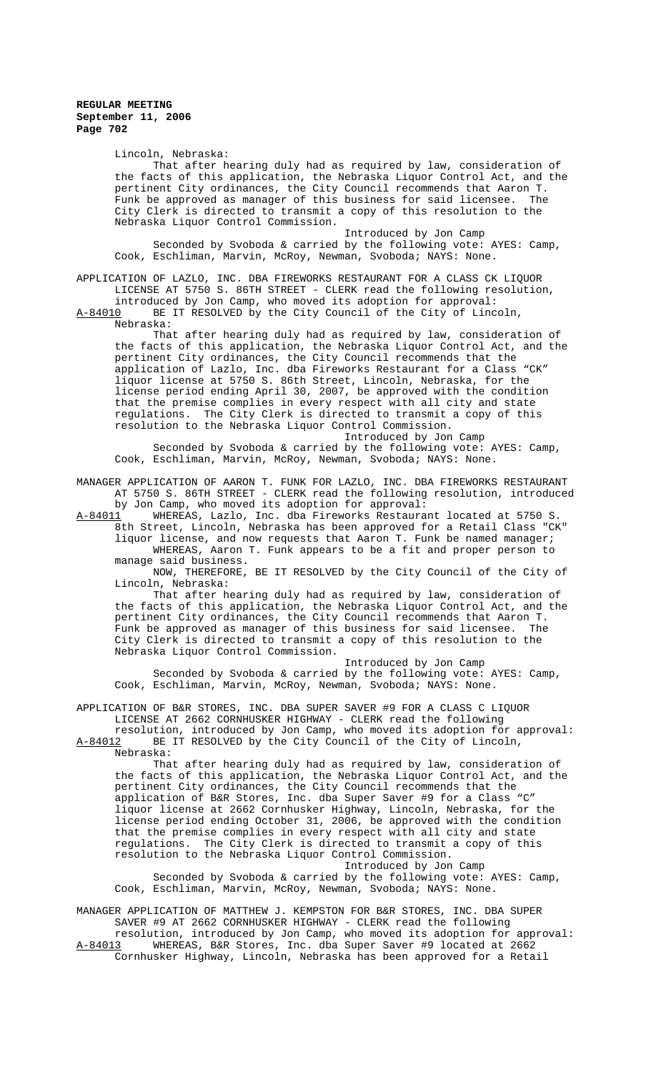Lincoln, Nebraska:

That after hearing duly had as required by law, consideration of the facts of this application, the Nebraska Liquor Control Act, and the pertinent City ordinances, the City Council recommends that Aaron T. Funk be approved as manager of this business for said licensee. The City Clerk is directed to transmit a copy of this resolution to the Nebraska Liquor Control Commission.

Introduced by Jon Camp

Seconded by Svoboda & carried by the following vote: AYES: Camp, Cook, Eschliman, Marvin, McRoy, Newman, Svoboda; NAYS: None.

APPLICATION OF LAZLO, INC. DBA FIREWORKS RESTAURANT FOR A CLASS CK LIQUOR LICENSE AT 5750 S. 86TH STREET - CLERK read the following resolution, introduced by Jon Camp, who moved its adoption for approval:

A-84010 BE IT RESOLVED by the City Council of the City of Lincoln, Nebraska:

That after hearing duly had as required by law, consideration of the facts of this application, the Nebraska Liquor Control Act, and the pertinent City ordinances, the City Council recommends that the application of Lazlo, Inc. dba Fireworks Restaurant for a Class "CK" liquor license at 5750 S. 86th Street, Lincoln, Nebraska, for the license period ending April 30, 2007, be approved with the condition that the premise complies in every respect with all city and state regulations. The City Clerk is directed to transmit a copy of this resolution to the Nebraska Liquor Control Commission.

Introduced by Jon Camp

Seconded by Svoboda & carried by the following vote: AYES: Camp, Cook, Eschliman, Marvin, McRoy, Newman, Svoboda; NAYS: None.

MANAGER APPLICATION OF AARON T. FUNK FOR LAZLO, INC. DBA FIREWORKS RESTAURANT AT 5750 S. 86TH STREET - CLERK read the following resolution, introduced by Jon Camp, who moved its adoption for approval:

A-84011 WHEREAS, Lazlo, Inc. dba Fireworks Restaurant located at 5750 S. 8th Street, Lincoln, Nebraska has been approved for a Retail Class "CK" liquor license, and now requests that Aaron T. Funk be named manager;

WHEREAS, Aaron T. Funk appears to be a fit and proper person to manage said business.

NOW, THEREFORE, BE IT RESOLVED by the City Council of the City of Lincoln, Nebraska:

That after hearing duly had as required by law, consideration of the facts of this application, the Nebraska Liquor Control Act, and the pertinent City ordinances, the City Council recommends that Aaron T. Funk be approved as manager of this business for said licensee. The City Clerk is directed to transmit a copy of this resolution to the Nebraska Liquor Control Commission.

Introduced by Jon Camp

Seconded by Svoboda & carried by the following vote: AYES: Camp, Cook, Eschliman, Marvin, McRoy, Newman, Svoboda; NAYS: None.

APPLICATION OF B&R STORES, INC. DBA SUPER SAVER #9 FOR A CLASS C LIQUOR LICENSE AT 2662 CORNHUSKER HIGHWAY - CLERK read the following resolution, introduced by Jon Camp, who moved its adoption for approval:

A-84012 BE IT RESOLVED by the City Council of the City of Lincoln, Nebraska:

That after hearing duly had as required by law, consideration of the facts of this application, the Nebraska Liquor Control Act, and the pertinent City ordinances, the City Council recommends that the application of B&R Stores, Inc. dba Super Saver #9 for a Class "C" liquor license at 2662 Cornhusker Highway, Lincoln, Nebraska, for the license period ending October 31, 2006, be approved with the condition that the premise complies in every respect with all city and state regulations. The City Clerk is directed to transmit a copy of this resolution to the Nebraska Liquor Control Commission.

Introduced by Jon Camp

Seconded by Svoboda & carried by the following vote: AYES: Camp, Cook, Eschliman, Marvin, McRoy, Newman, Svoboda; NAYS: None.

MANAGER APPLICATION OF MATTHEW J. KEMPSTON FOR B&R STORES, INC. DBA SUPER SAVER #9 AT 2662 CORNHUSKER HIGHWAY - CLERK read the following resolution, introduced by Jon Camp, who moved its adoption for approval:

A-84013 WHEREAS, B&R Stores, Inc. dba Super Saver #9 located at 2662 Cornhusker Highway, Lincoln, Nebraska has been approved for a Retail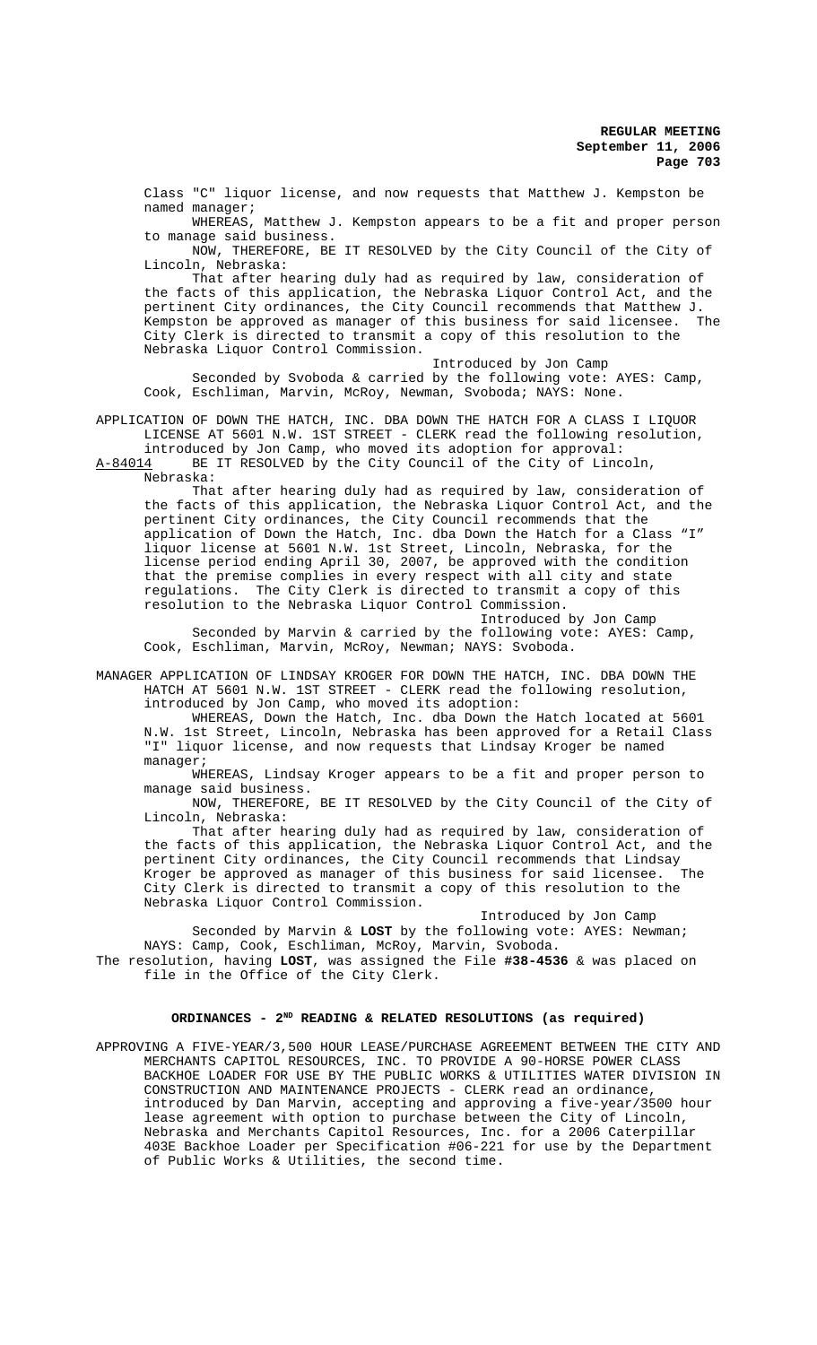Class "C" liquor license, and now requests that Matthew J. Kempston be named manager;

WHEREAS, Matthew J. Kempston appears to be a fit and proper person to manage said business.

NOW, THEREFORE, BE IT RESOLVED by the City Council of the City of Lincoln, Nebraska:

That after hearing duly had as required by law, consideration of the facts of this application, the Nebraska Liquor Control Act, and the pertinent City ordinances, the City Council recommends that Matthew J. Kempston be approved as manager of this business for said licensee. The City Clerk is directed to transmit a copy of this resolution to the Nebraska Liquor Control Commission.

Introduced by Jon Camp

Seconded by Svoboda & carried by the following vote: AYES: Camp, Cook, Eschliman, Marvin, McRoy, Newman, Svoboda; NAYS: None.

APPLICATION OF DOWN THE HATCH, INC. DBA DOWN THE HATCH FOR A CLASS I LIQUOR LICENSE AT 5601 N.W. 1ST STREET - CLERK read the following resolution, introduced by Jon Camp, who moved its adoption for approval:

A-84014 BE IT RESOLVED by the City Council of the City of Lincoln, Nebraska:

That after hearing duly had as required by law, consideration of the facts of this application, the Nebraska Liquor Control Act, and the pertinent City ordinances, the City Council recommends that the application of Down the Hatch, Inc. dba Down the Hatch for a Class "I" liquor license at 5601 N.W. 1st Street, Lincoln, Nebraska, for the license period ending April 30, 2007, be approved with the condition that the premise complies in every respect with all city and state regulations. The City Clerk is directed to transmit a copy of this resolution to the Nebraska Liquor Control Commission.

Introduced by Jon Camp

Seconded by Marvin & carried by the following vote: AYES: Camp, Cook, Eschliman, Marvin, McRoy, Newman; NAYS: Svoboda.

MANAGER APPLICATION OF LINDSAY KROGER FOR DOWN THE HATCH, INC. DBA DOWN THE HATCH AT 5601 N.W. 1ST STREET - CLERK read the following resolution, introduced by Jon Camp, who moved its adoption:

WHEREAS, Down the Hatch, Inc. dba Down the Hatch located at 5601 N.W. 1st Street, Lincoln, Nebraska has been approved for a Retail Class "I" liquor license, and now requests that Lindsay Kroger be named manager;

WHEREAS, Lindsay Kroger appears to be a fit and proper person to manage said business.

NOW, THEREFORE, BE IT RESOLVED by the City Council of the City of Lincoln, Nebraska:

That after hearing duly had as required by law, consideration of the facts of this application, the Nebraska Liquor Control Act, and the pertinent City ordinances, the City Council recommends that Lindsay Kroger be approved as manager of this business for said licensee. The City Clerk is directed to transmit a copy of this resolution to the Nebraska Liquor Control Commission.

Introduced by Jon Camp

Seconded by Marvin & **LOST** by the following vote: AYES: Newman; NAYS: Camp, Cook, Eschliman, McRoy, Marvin, Svoboda.

The resolution, having **LOST**, was assigned the File **#38-4536** & was placed on file in the Office of the City Clerk.

## ORDINANCES - 2ND READING & RELATED RESOLUTIONS (as required)

APPROVING A FIVE-YEAR/3,500 HOUR LEASE/PURCHASE AGREEMENT BETWEEN THE CITY AND MERCHANTS CAPITOL RESOURCES, INC. TO PROVIDE A 90-HORSE POWER CLASS BACKHOE LOADER FOR USE BY THE PUBLIC WORKS & UTILITIES WATER DIVISION IN CONSTRUCTION AND MAINTENANCE PROJECTS - CLERK read an ordinance, introduced by Dan Marvin, accepting and approving a five-year/3500 hour lease agreement with option to purchase between the City of Lincoln, Nebraska and Merchants Capitol Resources, Inc. for a 2006 Caterpillar 403E Backhoe Loader per Specification #06-221 for use by the Department of Public Works & Utilities, the second time.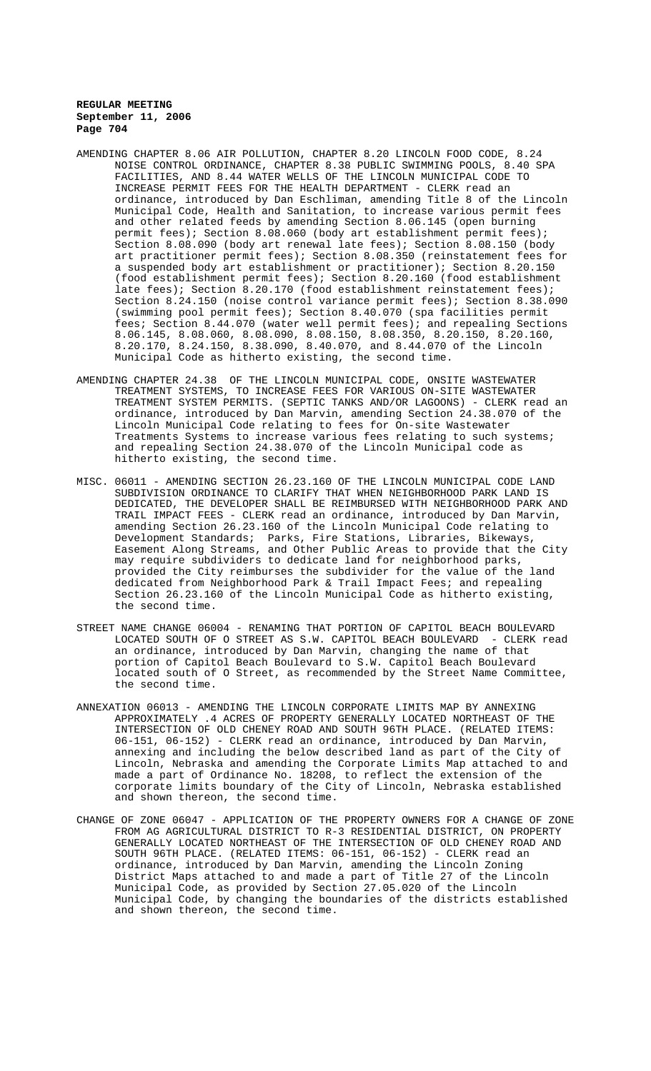AMENDING CHAPTER 8.06 AIR POLLUTION, CHAPTER 8.20 LINCOLN FOOD CODE, 8.24 NOISE CONTROL ORDINANCE, CHAPTER 8.38 PUBLIC SWIMMING POOLS, 8.40 SPA FACILITIES, AND 8.44 WATER WELLS OF THE LINCOLN MUNICIPAL CODE TO INCREASE PERMIT FEES FOR THE HEALTH DEPARTMENT - CLERK read an ordinance, introduced by Dan Eschliman, amending Title 8 of the Lincoln Municipal Code, Health and Sanitation, to increase various permit fees and other related feeds by amending Section 8.06.145 (open burning permit fees); Section 8.08.060 (body art establishment permit fees); Section 8.08.090 (body art renewal late fees); Section 8.08.150 (body art practitioner permit fees); Section 8.08.350 (reinstatement fees for a suspended body art establishment or practitioner); Section 8.20.150 (food establishment permit fees); Section 8.20.160 (food establishment late fees); Section 8.20.170 (food establishment reinstatement fees); Section 8.24.150 (noise control variance permit fees); Section 8.38.090 (swimming pool permit fees); Section 8.40.070 (spa facilities permit fees; Section 8.44.070 (water well permit fees); and repealing Sections 8.06.145, 8.08.060, 8.08.090, 8.08.150, 8.08.350, 8.20.150, 8.20.160, 8.20.170, 8.24.150, 8.38.090, 8.40.070, and 8.44.070 of the Lincoln Municipal Code as hitherto existing, the second time.

AMENDING CHAPTER 24.38 OF THE LINCOLN MUNICIPAL CODE, ONSITE WASTEWATER TREATMENT SYSTEMS, TO INCREASE FEES FOR VARIOUS ON-SITE WASTEWATER TREATMENT SYSTEM PERMITS. (SEPTIC TANKS AND/OR LAGOONS) - CLERK read an ordinance, introduced by Dan Marvin, amending Section 24.38.070 of the Lincoln Municipal Code relating to fees for On-site Wastewater Treatments Systems to increase various fees relating to such systems; and repealing Section 24.38.070 of the Lincoln Municipal code as hitherto existing, the second time.

MISC. 06011 - AMENDING SECTION 26.23.160 OF THE LINCOLN MUNICIPAL CODE LAND SUBDIVISION ORDINANCE TO CLARIFY THAT WHEN NEIGHBORHOOD PARK LAND IS DEDICATED, THE DEVELOPER SHALL BE REIMBURSED WITH NEIGHBORHOOD PARK AND TRAIL IMPACT FEES - CLERK read an ordinance, introduced by Dan Marvin, amending Section 26.23.160 of the Lincoln Municipal Code relating to Development Standards; Parks, Fire Stations, Libraries, Bikeways, Easement Along Streams, and Other Public Areas to provide that the City may require subdividers to dedicate land for neighborhood parks, provided the City reimburses the subdivider for the value of the land dedicated from Neighborhood Park & Trail Impact Fees; and repealing Section 26.23.160 of the Lincoln Municipal Code as hitherto existing, the second time.

STREET NAME CHANGE 06004 - RENAMING THAT PORTION OF CAPITOL BEACH BOULEVARD LOCATED SOUTH OF O STREET AS S.W. CAPITOL BEACH BOULEVARD - CLERK read an ordinance, introduced by Dan Marvin, changing the name of that portion of Capitol Beach Boulevard to S.W. Capitol Beach Boulevard located south of O Street, as recommended by the Street Name Committee, the second time.

ANNEXATION 06013 - AMENDING THE LINCOLN CORPORATE LIMITS MAP BY ANNEXING APPROXIMATELY .4 ACRES OF PROPERTY GENERALLY LOCATED NORTHEAST OF THE INTERSECTION OF OLD CHENEY ROAD AND SOUTH 96TH PLACE. (RELATED ITEMS: 06-151, 06-152) - CLERK read an ordinance, introduced by Dan Marvin, annexing and including the below described land as part of the City of Lincoln, Nebraska and amending the Corporate Limits Map attached to and made a part of Ordinance No. 18208, to reflect the extension of the corporate limits boundary of the City of Lincoln, Nebraska established and shown thereon, the second time.

CHANGE OF ZONE 06047 - APPLICATION OF THE PROPERTY OWNERS FOR A CHANGE OF ZONE FROM AG AGRICULTURAL DISTRICT TO R-3 RESIDENTIAL DISTRICT, ON PROPERTY GENERALLY LOCATED NORTHEAST OF THE INTERSECTION OF OLD CHENEY ROAD AND SOUTH 96TH PLACE. (RELATED ITEMS: 06-151, 06-152) - CLERK read an ordinance, introduced by Dan Marvin, amending the Lincoln Zoning District Maps attached to and made a part of Title 27 of the Lincoln Municipal Code, as provided by Section 27.05.020 of the Lincoln Municipal Code, by changing the boundaries of the districts established and shown thereon, the second time.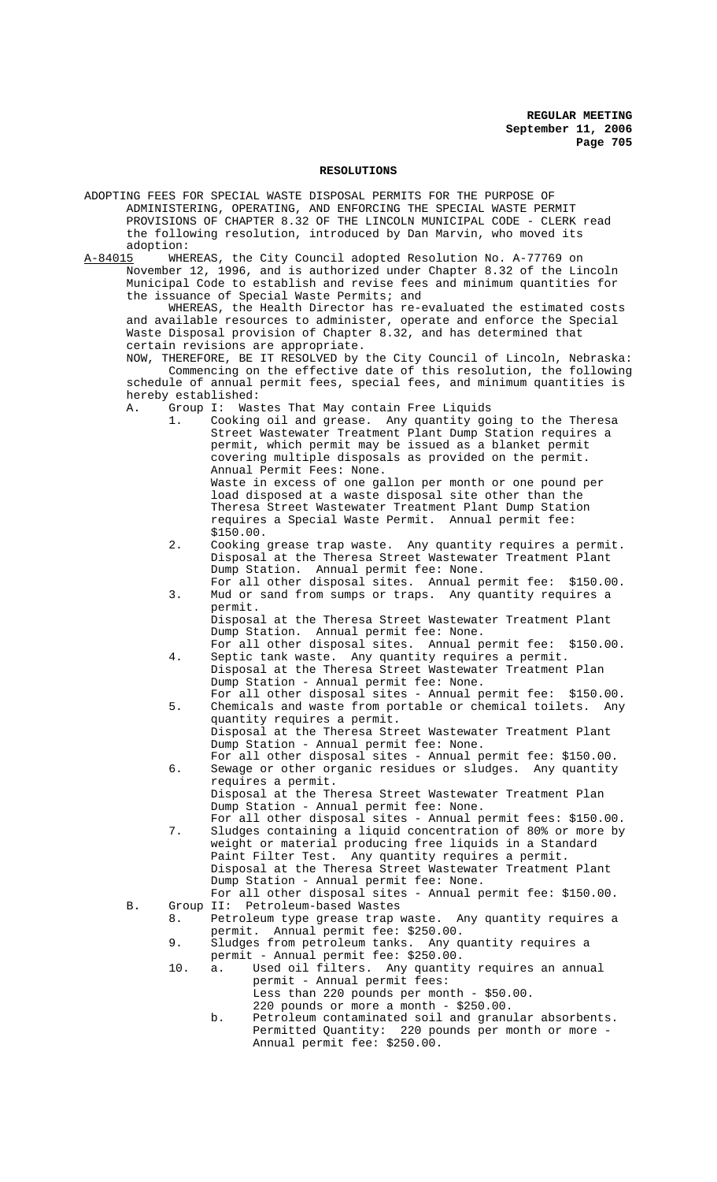## RESOLUTIONS

ADOPTING FEES FOR SPECIAL WASTE DISPOSAL PERMITS FOR THE PURPOSE OF ADMINISTERING, OPERATING, AND ENFORCING THE SPECIAL WASTE PERMIT PROVISIONS OF CHAPTER 8.32 OF THE LINCOLN MUNICIPAL CODE - CLERK read the following resolution, introduced by Dan Marvin, who moved its adoption:

A-84015 WHEREAS, the City Council adopted Resolution No. A-77769 on November 12, 1996, and is authorized under Chapter 8.32 of the Lincoln Municipal Code to establish and revise fees and minimum quantities for the issuance of Special Waste Permits; and

WHEREAS, the Health Director has re-evaluated the estimated costs and available resources to administer, operate and enforce the Special Waste Disposal provision of Chapter 8.32, and has determined that certain revisions are appropriate.

NOW, THEREFORE, BE IT RESOLVED by the City Council of Lincoln, Nebraska:

Commencing on the effective date of this resolution, the following schedule of annual permit fees, special fees, and minimum quantities is hereby established:

A. Group I: Wastes That May contain Free Liquids

1. Cooking oil and grease. Any quantity going to the Theresa Street Wastewater Treatment Plant Dump Station requires a permit, which permit may be issued as a blanket permit covering multiple disposals as provided on the permit. Annual Permit Fees: None.
   Waste in excess of one gallon per month or one pound per load disposed at a waste disposal site other than the Theresa Street Wastewater Treatment Plant Dump Station requires a Special Waste Permit. Annual permit fee: $150.00.
2. Cooking grease trap waste. Any quantity requires a permit. Disposal at the Theresa Street Wastewater Treatment Plant Dump Station. Annual permit fee: None.
   For all other disposal sites. Annual permit fee: $150.00.
3. Mud or sand from sumps or traps. Any quantity requires a permit.
   Disposal at the Theresa Street Wastewater Treatment Plant Dump Station. Annual permit fee: None.
   For all other disposal sites. Annual permit fee: $150.00.
4. Septic tank waste. Any quantity requires a permit. Disposal at the Theresa Street Wastewater Treatment Plan Dump Station - Annual permit fee: None.
   For all other disposal sites - Annual permit fee: $150.00.
5. Chemicals and waste from portable or chemical toilets. Any quantity requires a permit.
   Disposal at the Theresa Street Wastewater Treatment Plant Dump Station - Annual permit fee: None.
   For all other disposal sites - Annual permit fee: $150.00.
6. Sewage or other organic residues or sludges. Any quantity requires a permit.
   Disposal at the Theresa Street Wastewater Treatment Plan Dump Station - Annual permit fee: None.
   For all other disposal sites - Annual permit fees: $150.00.
7. Sludges containing a liquid concentration of 80% or more by weight or material producing free liquids in a Standard Paint Filter Test. Any quantity requires a permit.
   Disposal at the Theresa Street Wastewater Treatment Plant Dump Station - Annual permit fee: None.
   For all other disposal sites - Annual permit fee: $150.00.

B. Group II: Petroleum-based Wastes

8. Petroleum type grease trap waste. Any quantity requires a permit. Annual permit fee: $250.00.
9. Sludges from petroleum tanks. Any quantity requires a permit - Annual permit fee: $250.00.
10. a. Used oil filters. Any quantity requires an annual permit - Annual permit fees:
    Less than 220 pounds per month - $50.00.
    220 pounds or more a month - $250.00.
    b. Petroleum contaminated soil and granular absorbents. Permitted Quantity: 220 pounds per month or more - Annual permit fee: $250.00.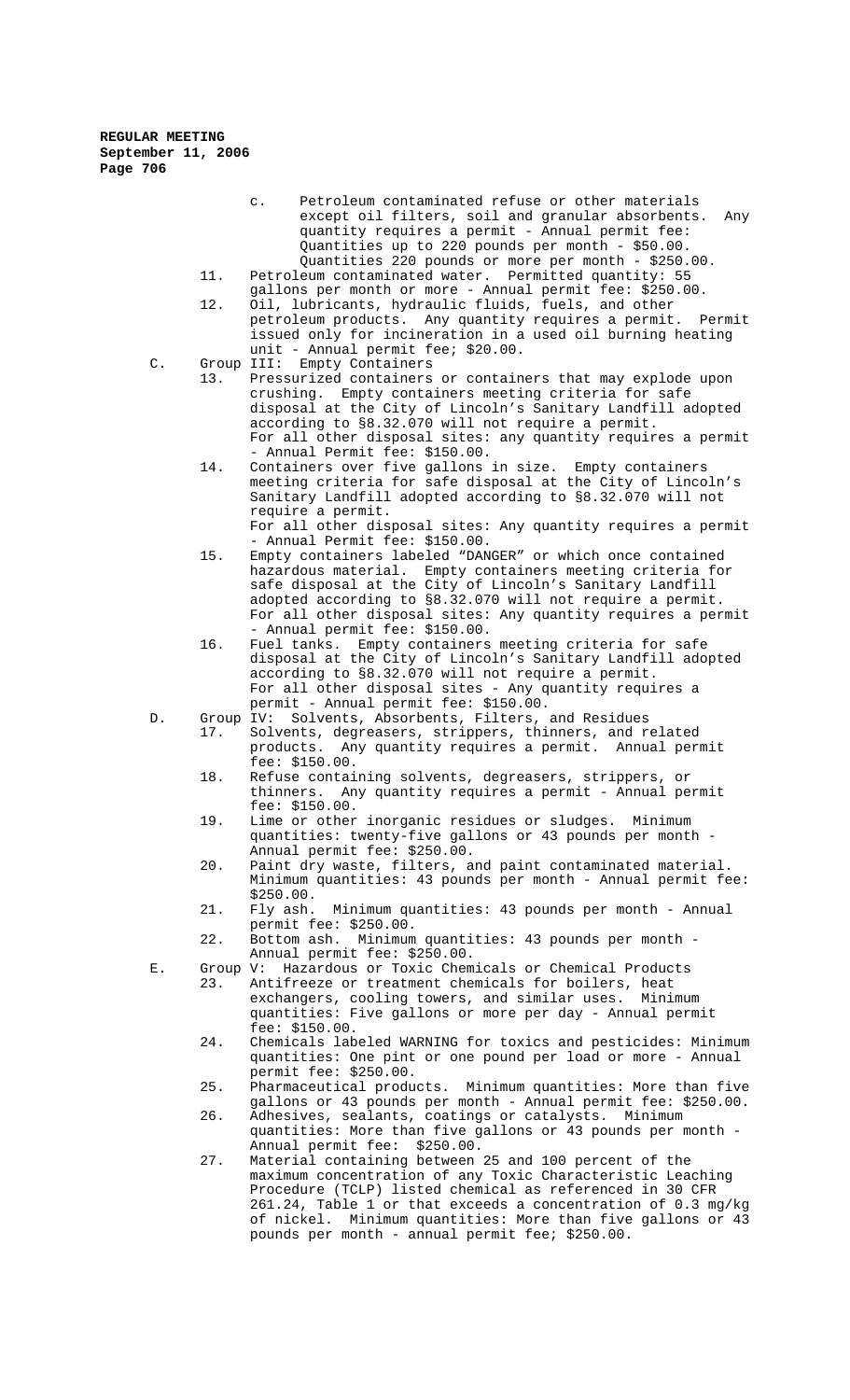c. Petroleum contaminated refuse or other materials except oil filters, soil and granular absorbents. Any quantity requires a permit - Annual permit fee: Quantities up to 220 pounds per month - $50.00. Quantities 220 pounds or more per month - $250.00.

11. Petroleum contaminated water. Permitted quantity: 55 gallons per month or more - Annual permit fee: $250.00.
12. Oil, lubricants, hydraulic fluids, fuels, and other petroleum products. Any quantity requires a permit. Permit issued only for incineration in a used oil burning heating unit - Annual permit fee; $20.00.

C. Group III: Empty Containers

13. Pressurized containers or containers that may explode upon crushing. Empty containers meeting criteria for safe disposal at the City of Lincoln's Sanitary Landfill adopted according to §8.32.070 will not require a permit.
For all other disposal sites: any quantity requires a permit - Annual Permit fee: $150.00.
14. Containers over five gallons in size. Empty containers meeting criteria for safe disposal at the City of Lincoln's Sanitary Landfill adopted according to §8.32.070 will not require a permit.
For all other disposal sites: Any quantity requires a permit - Annual Permit fee: $150.00.
15. Empty containers labeled "DANGER" or which once contained hazardous material. Empty containers meeting criteria for safe disposal at the City of Lincoln's Sanitary Landfill adopted according to §8.32.070 will not require a permit.
For all other disposal sites: Any quantity requires a permit - Annual permit fee: $150.00.
16. Fuel tanks. Empty containers meeting criteria for safe disposal at the City of Lincoln's Sanitary Landfill adopted according to §8.32.070 will not require a permit.
For all other disposal sites - Any quantity requires a permit - Annual permit fee: $150.00.

D. Group IV: Solvents, Absorbents, Filters, and Residues

17. Solvents, degreasers, strippers, thinners, and related products. Any quantity requires a permit. Annual permit fee: $150.00.
18. Refuse containing solvents, degreasers, strippers, or thinners. Any quantity requires a permit - Annual permit fee: $150.00.
19. Lime or other inorganic residues or sludges. Minimum quantities: twenty-five gallons or 43 pounds per month - Annual permit fee: $250.00.
20. Paint dry waste, filters, and paint contaminated material. Minimum quantities: 43 pounds per month - Annual permit fee: $250.00.
21. Fly ash. Minimum quantities: 43 pounds per month - Annual permit fee: $250.00.
22. Bottom ash. Minimum quantities: 43 pounds per month - Annual permit fee: $250.00.

E. Group V: Hazardous or Toxic Chemicals or Chemical Products

23. Antifreeze or treatment chemicals for boilers, heat exchangers, cooling towers, and similar uses. Minimum quantities: Five gallons or more per day - Annual permit fee: $150.00.
24. Chemicals labeled WARNING for toxics and pesticides: Minimum quantities: One pint or one pound per load or more - Annual permit fee: $250.00.
25. Pharmaceutical products. Minimum quantities: More than five gallons or 43 pounds per month - Annual permit fee: $250.00.
26. Adhesives, sealants, coatings or catalysts. Minimum quantities: More than five gallons or 43 pounds per month - Annual permit fee: $250.00.
27. Material containing between 25 and 100 percent of the maximum concentration of any Toxic Characteristic Leaching Procedure (TCLP) listed chemical as referenced in 30 CFR 261.24, Table 1 or that exceeds a concentration of 0.3 mg/kg of nickel. Minimum quantities: More than five gallons or 43 pounds per month - annual permit fee; $250.00.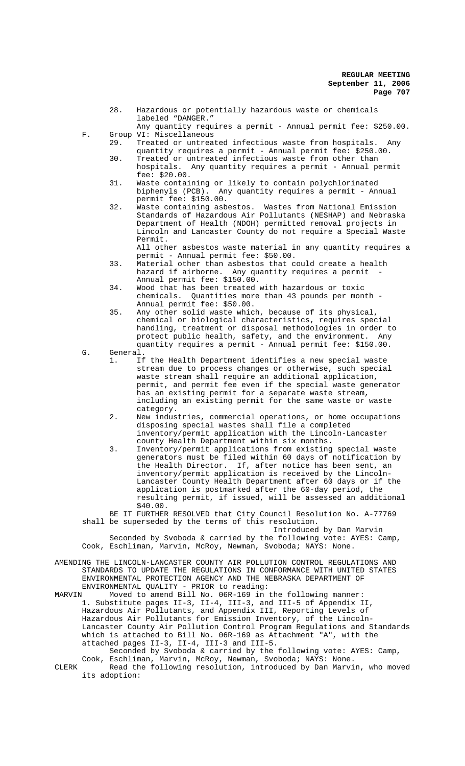28. Hazardous or potentially hazardous waste or chemicals labeled "DANGER."
    Any quantity requires a permit - Annual permit fee: $250.00.

F. Group VI: Miscellaneous

29. Treated or untreated infectious waste from hospitals. Any quantity requires a permit - Annual permit fee: $250.00.
30. Treated or untreated infectious waste from other than hospitals. Any quantity requires a permit - Annual permit fee: $20.00.
31. Waste containing or likely to contain polychlorinated biphenyls (PCB). Any quantity requires a permit - Annual permit fee: $150.00.
32. Waste containing asbestos. Wastes from National Emission Standards of Hazardous Air Pollutants (NESHAP) and Nebraska Department of Health (NDOH) permitted removal projects in Lincoln and Lancaster County do not require a Special Waste Permit.
    All other asbestos waste material in any quantity requires a permit - Annual permit fee: $50.00.
33. Material other than asbestos that could create a health hazard if airborne. Any quantity requires a permit - Annual permit fee: $150.00.
34. Wood that has been treated with hazardous or toxic chemicals. Quantities more than 43 pounds per month - Annual permit fee: $50.00.
35. Any other solid waste which, because of its physical, chemical or biological characteristics, requires special handling, treatment or disposal methodologies in order to protect public health, safety, and the environment. Any quantity requires a permit - Annual permit fee: $150.00.

G. General.

1. If the Health Department identifies a new special waste stream due to process changes or otherwise, such special waste stream shall require an additional application, permit, and permit fee even if the special waste generator has an existing permit for a separate waste stream, including an existing permit for the same waste or waste category.
2. New industries, commercial operations, or home occupations disposing special wastes shall file a completed inventory/permit application with the Lincoln-Lancaster county Health Department within six months.
3. Inventory/permit applications from existing special waste generators must be filed within 60 days of notification by the Health Director. If, after notice has been sent, an inventory/permit application is received by the Lincoln-Lancaster County Health Department after 60 days or if the application is postmarked after the 60-day period, the resulting permit, if issued, will be assessed an additional $40.00.

BE IT FURTHER RESOLVED that City Council Resolution No. A-77769 shall be superseded by the terms of this resolution.

Introduced by Dan Marvin

Seconded by Svoboda & carried by the following vote: AYES: Camp, Cook, Eschliman, Marvin, McRoy, Newman, Svoboda; NAYS: None.

AMENDING THE LINCOLN-LANCASTER COUNTY AIR POLLUTION CONTROL REGULATIONS AND STANDARDS TO UPDATE THE REGULATIONS IN CONFORMANCE WITH UNITED STATES ENVIRONMENTAL PROTECTION AGENCY AND THE NEBRASKA DEPARTMENT OF ENVIRONMENTAL QUALITY - PRIOR to reading:

MARVIN Moved to amend Bill No. 06R-169 in the following manner:
1. Substitute pages II-3, II-4, III-3, and III-5 of Appendix II, Hazardous Air Pollutants, and Appendix III, Reporting Levels of Hazardous Air Pollutants for Emission Inventory, of the Lincoln-Lancaster County Air Pollution Control Program Regulations and Standards which is attached to Bill No. 06R-169 as Attachment "A", with the attached pages II-3, II-4, III-3 and III-5.

Seconded by Svoboda & carried by the following vote: AYES: Camp, Cook, Eschliman, Marvin, McRoy, Newman, Svoboda; NAYS: None.

CLERK Read the following resolution, introduced by Dan Marvin, who moved its adoption: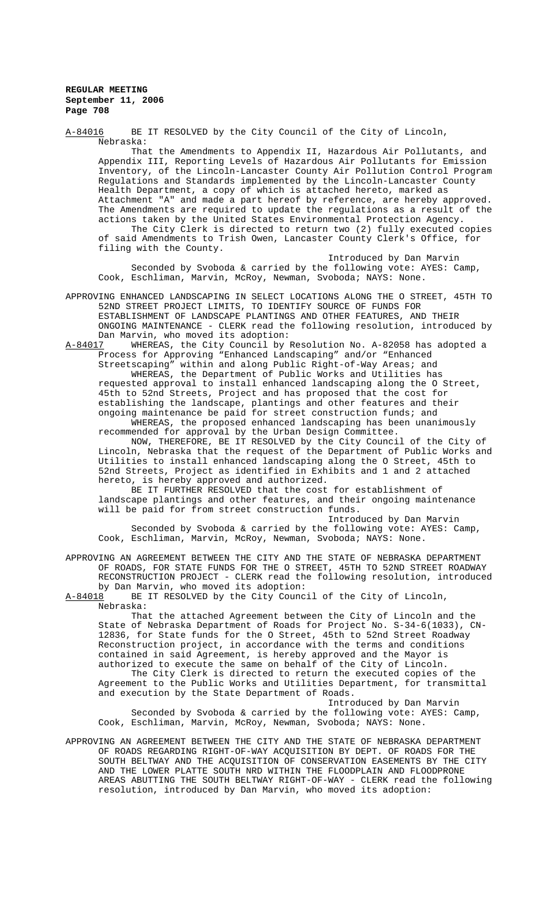A-84016 BE IT RESOLVED by the City Council of the City of Lincoln, Nebraska:

That the Amendments to Appendix II, Hazardous Air Pollutants, and Appendix III, Reporting Levels of Hazardous Air Pollutants for Emission Inventory, of the Lincoln-Lancaster County Air Pollution Control Program Regulations and Standards implemented by the Lincoln-Lancaster County Health Department, a copy of which is attached hereto, marked as Attachment "A" and made a part hereof by reference, are hereby approved. The Amendments are required to update the regulations as a result of the actions taken by the United States Environmental Protection Agency.

The City Clerk is directed to return two (2) fully executed copies of said Amendments to Trish Owen, Lancaster County Clerk's Office, for filing with the County.

Introduced by Dan Marvin

Seconded by Svoboda & carried by the following vote: AYES: Camp, Cook, Eschliman, Marvin, McRoy, Newman, Svoboda; NAYS: None.

APPROVING ENHANCED LANDSCAPING IN SELECT LOCATIONS ALONG THE O STREET, 45TH TO 52ND STREET PROJECT LIMITS, TO IDENTIFY SOURCE OF FUNDS FOR ESTABLISHMENT OF LANDSCAPE PLANTINGS AND OTHER FEATURES, AND THEIR ONGOING MAINTENANCE - CLERK read the following resolution, introduced by Dan Marvin, who moved its adoption:

A-84017 WHEREAS, the City Council by Resolution No. A-82058 has adopted a Process for Approving "Enhanced Landscaping" and/or "Enhanced Streetscaping" within and along Public Right-of-Way Areas; and

WHEREAS, the Department of Public Works and Utilities has requested approval to install enhanced landscaping along the O Street, 45th to 52nd Streets, Project and has proposed that the cost for establishing the landscape, plantings and other features and their ongoing maintenance be paid for street construction funds; and

WHEREAS, the proposed enhanced landscaping has been unanimously recommended for approval by the Urban Design Committee.

NOW, THEREFORE, BE IT RESOLVED by the City Council of the City of Lincoln, Nebraska that the request of the Department of Public Works and Utilities to install enhanced landscaping along the O Street, 45th to 52nd Streets, Project as identified in Exhibits and 1 and 2 attached hereto, is hereby approved and authorized.

BE IT FURTHER RESOLVED that the cost for establishment of landscape plantings and other features, and their ongoing maintenance will be paid for from street construction funds.

Introduced by Dan Marvin

Seconded by Svoboda & carried by the following vote: AYES: Camp, Cook, Eschliman, Marvin, McRoy, Newman, Svoboda; NAYS: None.

APPROVING AN AGREEMENT BETWEEN THE CITY AND THE STATE OF NEBRASKA DEPARTMENT OF ROADS, FOR STATE FUNDS FOR THE O STREET, 45TH TO 52ND STREET ROADWAY RECONSTRUCTION PROJECT - CLERK read the following resolution, introduced by Dan Marvin, who moved its adoption:

A-84018 BE IT RESOLVED by the City Council of the City of Lincoln, Nebraska:

That the attached Agreement between the City of Lincoln and the State of Nebraska Department of Roads for Project No. S-34-6(1033), CN-12836, for State funds for the O Street, 45th to 52nd Street Roadway Reconstruction project, in accordance with the terms and conditions contained in said Agreement, is hereby approved and the Mayor is authorized to execute the same on behalf of the City of Lincoln.

The City Clerk is directed to return the executed copies of the Agreement to the Public Works and Utilities Department, for transmittal and execution by the State Department of Roads.

Introduced by Dan Marvin

Seconded by Svoboda & carried by the following vote: AYES: Camp, Cook, Eschliman, Marvin, McRoy, Newman, Svoboda; NAYS: None.

APPROVING AN AGREEMENT BETWEEN THE CITY AND THE STATE OF NEBRASKA DEPARTMENT OF ROADS REGARDING RIGHT-OF-WAY ACQUISITION BY DEPT. OF ROADS FOR THE SOUTH BELTWAY AND THE ACQUISITION OF CONSERVATION EASEMENTS BY THE CITY AND THE LOWER PLATTE SOUTH NRD WITHIN THE FLOODPLAIN AND FLOODPRONE AREAS ABUTTING THE SOUTH BELTWAY RIGHT-OF-WAY - CLERK read the following resolution, introduced by Dan Marvin, who moved its adoption: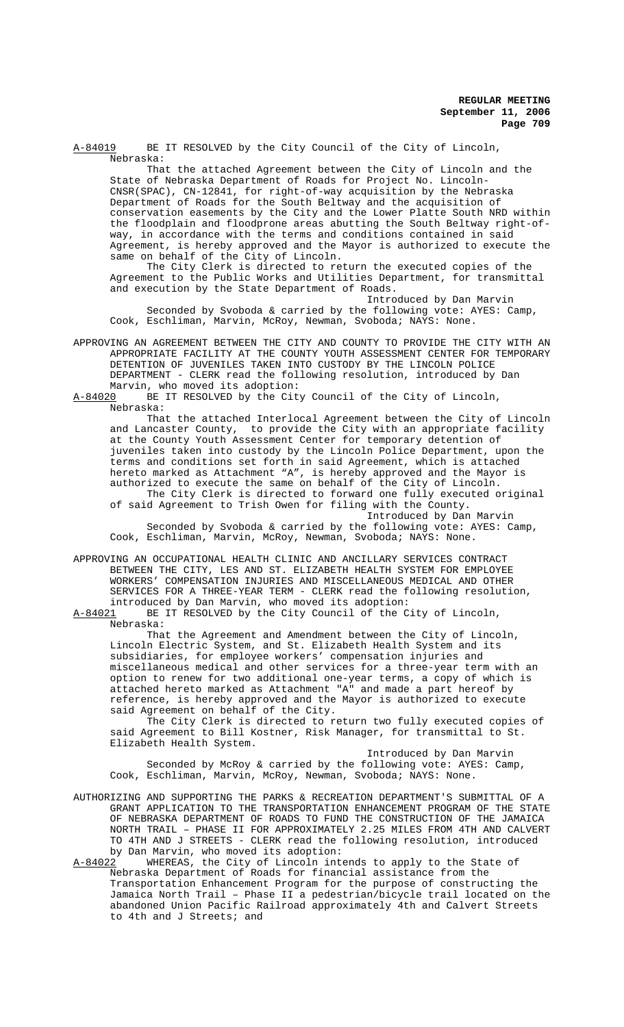A-84019 BE IT RESOLVED by the City Council of the City of Lincoln, Nebraska:

That the attached Agreement between the City of Lincoln and the State of Nebraska Department of Roads for Project No. Lincoln-CNSR(SPAC), CN-12841, for right-of-way acquisition by the Nebraska Department of Roads for the South Beltway and the acquisition of conservation easements by the City and the Lower Platte South NRD within the floodplain and floodprone areas abutting the South Beltway right-of-way, in accordance with the terms and conditions contained in said Agreement, is hereby approved and the Mayor is authorized to execute the same on behalf of the City of Lincoln.

The City Clerk is directed to return the executed copies of the Agreement to the Public Works and Utilities Department, for transmittal and execution by the State Department of Roads.

Introduced by Dan Marvin

Seconded by Svoboda & carried by the following vote: AYES: Camp, Cook, Eschliman, Marvin, McRoy, Newman, Svoboda; NAYS: None.

APPROVING AN AGREEMENT BETWEEN THE CITY AND COUNTY TO PROVIDE THE CITY WITH AN APPROPRIATE FACILITY AT THE COUNTY YOUTH ASSESSMENT CENTER FOR TEMPORARY DETENTION OF JUVENILES TAKEN INTO CUSTODY BY THE LINCOLN POLICE DEPARTMENT - CLERK read the following resolution, introduced by Dan Marvin, who moved its adoption:

A-84020 BE IT RESOLVED by the City Council of the City of Lincoln, Nebraska:

That the attached Interlocal Agreement between the City of Lincoln and Lancaster County, to provide the City with an appropriate facility at the County Youth Assessment Center for temporary detention of juveniles taken into custody by the Lincoln Police Department, upon the terms and conditions set forth in said Agreement, which is attached hereto marked as Attachment "A", is hereby approved and the Mayor is authorized to execute the same on behalf of the City of Lincoln.

The City Clerk is directed to forward one fully executed original of said Agreement to Trish Owen for filing with the County.

Introduced by Dan Marvin

Seconded by Svoboda & carried by the following vote: AYES: Camp, Cook, Eschliman, Marvin, McRoy, Newman, Svoboda; NAYS: None.

APPROVING AN OCCUPATIONAL HEALTH CLINIC AND ANCILLARY SERVICES CONTRACT BETWEEN THE CITY, LES AND ST. ELIZABETH HEALTH SYSTEM FOR EMPLOYEE WORKERS' COMPENSATION INJURIES AND MISCELLANEOUS MEDICAL AND OTHER SERVICES FOR A THREE-YEAR TERM - CLERK read the following resolution, introduced by Dan Marvin, who moved its adoption:

A-84021 BE IT RESOLVED by the City Council of the City of Lincoln, Nebraska:

That the Agreement and Amendment between the City of Lincoln, Lincoln Electric System, and St. Elizabeth Health System and its subsidiaries, for employee workers' compensation injuries and miscellaneous medical and other services for a three-year term with an option to renew for two additional one-year terms, a copy of which is attached hereto marked as Attachment "A" and made a part hereof by reference, is hereby approved and the Mayor is authorized to execute said Agreement on behalf of the City.

The City Clerk is directed to return two fully executed copies of said Agreement to Bill Kostner, Risk Manager, for transmittal to St. Elizabeth Health System.

Introduced by Dan Marvin

Seconded by McRoy & carried by the following vote: AYES: Camp, Cook, Eschliman, Marvin, McRoy, Newman, Svoboda; NAYS: None.

AUTHORIZING AND SUPPORTING THE PARKS & RECREATION DEPARTMENT'S SUBMITTAL OF A GRANT APPLICATION TO THE TRANSPORTATION ENHANCEMENT PROGRAM OF THE STATE OF NEBRASKA DEPARTMENT OF ROADS TO FUND THE CONSTRUCTION OF THE JAMAICA NORTH TRAIL – PHASE II FOR APPROXIMATELY 2.25 MILES FROM 4TH AND CALVERT TO 4TH AND J STREETS - CLERK read the following resolution, introduced by Dan Marvin, who moved its adoption:

A-84022 WHEREAS, the City of Lincoln intends to apply to the State of Nebraska Department of Roads for financial assistance from the Transportation Enhancement Program for the purpose of constructing the Jamaica North Trail – Phase II a pedestrian/bicycle trail located on the abandoned Union Pacific Railroad approximately 4th and Calvert Streets to 4th and J Streets; and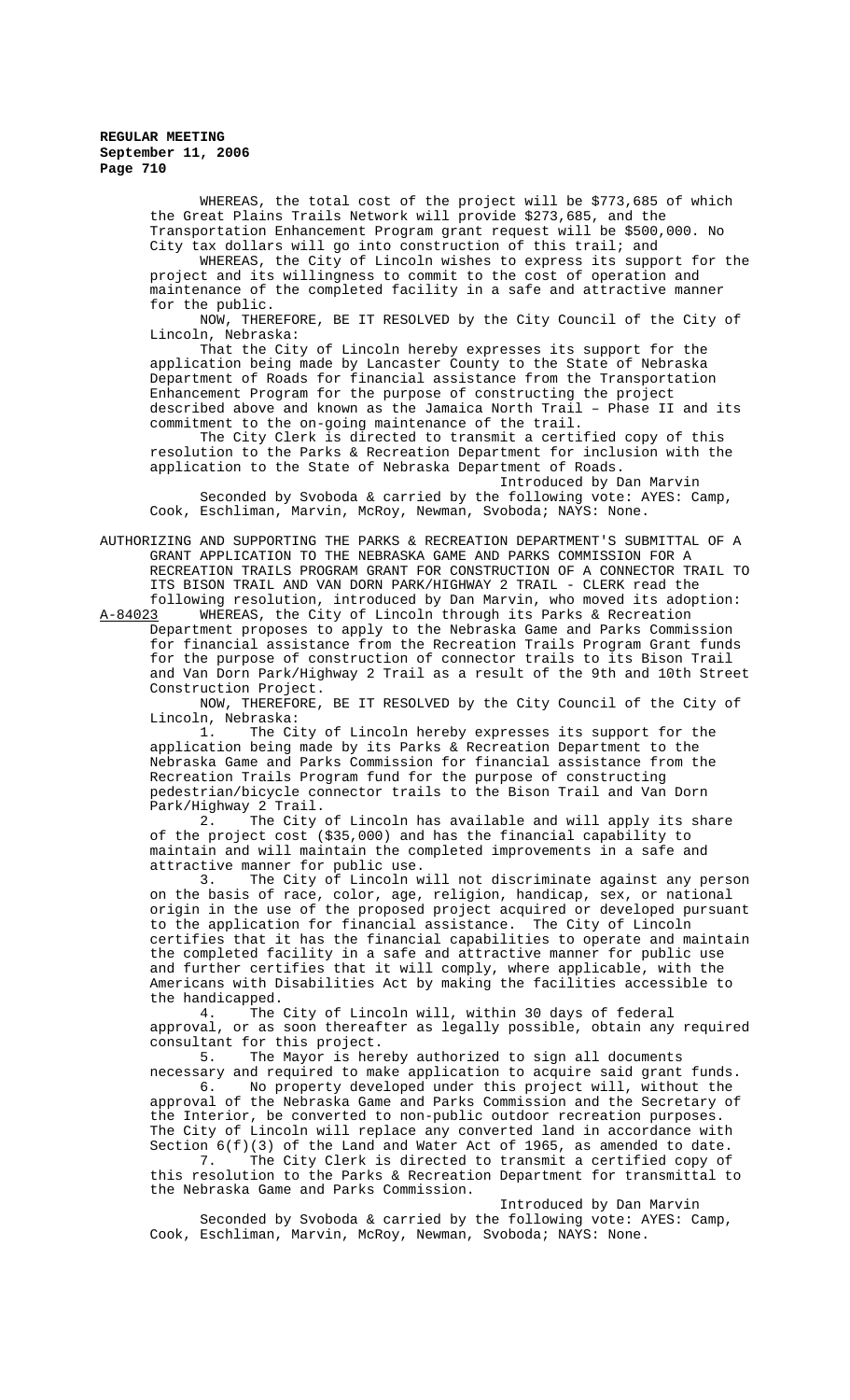WHEREAS, the total cost of the project will be $773,685 of which the Great Plains Trails Network will provide $273,685, and the Transportation Enhancement Program grant request will be $500,000. No City tax dollars will go into construction of this trail; and

WHEREAS, the City of Lincoln wishes to express its support for the project and its willingness to commit to the cost of operation and maintenance of the completed facility in a safe and attractive manner for the public.

NOW, THEREFORE, BE IT RESOLVED by the City Council of the City of Lincoln, Nebraska:

That the City of Lincoln hereby expresses its support for the application being made by Lancaster County to the State of Nebraska Department of Roads for financial assistance from the Transportation Enhancement Program for the purpose of constructing the project described above and known as the Jamaica North Trail – Phase II and its commitment to the on-going maintenance of the trail.

The City Clerk is directed to transmit a certified copy of this resolution to the Parks & Recreation Department for inclusion with the application to the State of Nebraska Department of Roads.

Introduced by Dan Marvin

Seconded by Svoboda & carried by the following vote: AYES: Camp, Cook, Eschliman, Marvin, McRoy, Newman, Svoboda; NAYS: None.

AUTHORIZING AND SUPPORTING THE PARKS & RECREATION DEPARTMENT'S SUBMITTAL OF A GRANT APPLICATION TO THE NEBRASKA GAME AND PARKS COMMISSION FOR A RECREATION TRAILS PROGRAM GRANT FOR CONSTRUCTION OF A CONNECTOR TRAIL TO ITS BISON TRAIL AND VAN DORN PARK/HIGHWAY 2 TRAIL - CLERK read the following resolution, introduced by Dan Marvin, who moved its adoption:

A-84023 WHEREAS, the City of Lincoln through its Parks & Recreation Department proposes to apply to the Nebraska Game and Parks Commission for financial assistance from the Recreation Trails Program Grant funds for the purpose of construction of connector trails to its Bison Trail and Van Dorn Park/Highway 2 Trail as a result of the 9th and 10th Street Construction Project.

NOW, THEREFORE, BE IT RESOLVED by the City Council of the City of Lincoln, Nebraska:

1. The City of Lincoln hereby expresses its support for the application being made by its Parks & Recreation Department to the Nebraska Game and Parks Commission for financial assistance from the Recreation Trails Program fund for the purpose of constructing pedestrian/bicycle connector trails to the Bison Trail and Van Dorn Park/Highway 2 Trail.

2. The City of Lincoln has available and will apply its share of the project cost ($35,000) and has the financial capability to maintain and will maintain the completed improvements in a safe and attractive manner for public use.

3. The City of Lincoln will not discriminate against any person on the basis of race, color, age, religion, handicap, sex, or national origin in the use of the proposed project acquired or developed pursuant to the application for financial assistance. The City of Lincoln certifies that it has the financial capabilities to operate and maintain the completed facility in a safe and attractive manner for public use and further certifies that it will comply, where applicable, with the Americans with Disabilities Act by making the facilities accessible to the handicapped.

4. The City of Lincoln will, within 30 days of federal approval, or as soon thereafter as legally possible, obtain any required consultant for this project.

5. The Mayor is hereby authorized to sign all documents necessary and required to make application to acquire said grant funds.

6. No property developed under this project will, without the approval of the Nebraska Game and Parks Commission and the Secretary of the Interior, be converted to non-public outdoor recreation purposes. The City of Lincoln will replace any converted land in accordance with Section 6(f)(3) of the Land and Water Act of 1965, as amended to date.

7. The City Clerk is directed to transmit a certified copy of this resolution to the Parks & Recreation Department for transmittal to the Nebraska Game and Parks Commission.

Introduced by Dan Marvin

Seconded by Svoboda & carried by the following vote: AYES: Camp, Cook, Eschliman, Marvin, McRoy, Newman, Svoboda; NAYS: None.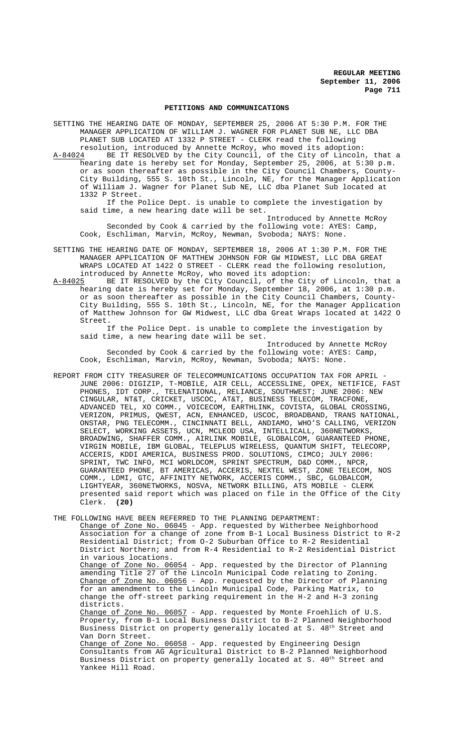## PETITIONS AND COMMUNICATIONS

SETTING THE HEARING DATE OF MONDAY, SEPTEMBER 25, 2006 AT 5:30 P.M. FOR THE MANAGER APPLICATION OF WILLIAM J. WAGNER FOR PLANET SUB NE, LLC DBA PLANET SUB LOCATED AT 1332 P STREET - CLERK read the following resolution, introduced by Annette McRoy, who moved its adoption:

A-84024 BE IT RESOLVED by the City Council, of the City of Lincoln, that a hearing date is hereby set for Monday, September 25, 2006, at 5:30 p.m. or as soon thereafter as possible in the City Council Chambers, County-City Building, 555 S. 10th St., Lincoln, NE, for the Manager Application of William J. Wagner for Planet Sub NE, LLC dba Planet Sub located at 1332 P Street.

If the Police Dept. is unable to complete the investigation by said time, a new hearing date will be set.

Introduced by Annette McRoy

Seconded by Cook & carried by the following vote: AYES: Camp, Cook, Eschliman, Marvin, McRoy, Newman, Svoboda; NAYS: None.

SETTING THE HEARING DATE OF MONDAY, SEPTEMBER 18, 2006 AT 1:30 P.M. FOR THE MANAGER APPLICATION OF MATTHEW JOHNSON FOR GW MIDWEST, LLC DBA GREAT WRAPS LOCATED AT 1422 O STREET - CLERK read the following resolution, introduced by Annette McRoy, who moved its adoption:

A-84025 BE IT RESOLVED by the City Council, of the City of Lincoln, that a hearing date is hereby set for Monday, September 18, 2006, at 1:30 p.m. or as soon thereafter as possible in the City Council Chambers, County-City Building, 555 S. 10th St., Lincoln, NE, for the Manager Application of Matthew Johnson for GW Midwest, LLC dba Great Wraps located at 1422 O Street.

If the Police Dept. is unable to complete the investigation by said time, a new hearing date will be set.

Introduced by Annette McRoy

Seconded by Cook & carried by the following vote: AYES: Camp, Cook, Eschliman, Marvin, McRoy, Newman, Svoboda; NAYS: None.

REPORT FROM CITY TREASURER OF TELECOMMUNICATIONS OCCUPATION TAX FOR APRIL - JUNE 2006: DIGIZIP, T-MOBILE, AIR CELL, ACCESSLINE, OPEX, NETIFICE, FAST PHONES, IDT CORP., TELENATIONAL, RELIANCE, SOUTHWEST; JUNE 2006: NEW CINGULAR, NT&T, CRICKET, USCOC, AT&T, BUSINESS TELECOM, TRACFONE, ADVANCED TEL, XO COMM., VOICECOM, EARTHLINK, COVISTA, GLOBAL CROSSING, VERIZON, PRIMUS, QWEST, ACN, ENHANCED, USCOC, BROADBAND, TRANS NATIONAL, ONSTAR, PNG TELECOMM., CINCINNATI BELL, ANDIAMO, WHO'S CALLING, VERIZON SELECT, WORKING ASSETS, UCN, MCLEOD USA, INTELLICALL, 360NETWORKS, BROADWING, SHAFFER COMM., AIRLINK MOBILE, GLOBALCOM, GUARANTEED PHONE, VIRGIN MOBILE, IBM GLOBAL, TELEPLUS WIRELESS, QUANTUM SHIFT, TELECORP, ACCERIS, KDDI AMERICA, BUSINESS PROD. SOLUTIONS, CIMCO; JULY 2006: SPRINT, TWC INFO, MCI WORLDCOM, SPRINT SPECTRUM, D&D COMM., NPCR, GUARANTEED PHONE, BT AMERICAS, ACCERIS, NEXTEL WEST, ZONE TELECOM, NOS COMM., LDMI, GTC, AFFINITY NETWORK, ACCERIS COMM., SBC, GLOBALCOM, LIGHTYEAR, 360NETWORKS, NOSVA, NETWORK BILLING, ATS MOBILE - CLERK presented said report which was placed on file in the Office of the City Clerk. **(20)**

THE FOLLOWING HAVE BEEN REFERRED TO THE PLANNING DEPARTMENT:

Change of Zone No. 06045 - App. requested by Witherbee Neighborhood Association for a change of zone from B-1 Local Business District to R-2 Residential District; from O-2 Suburban Office to R-2 Residential District Northern; and from R-4 Residential to R-2 Residential District in various locations.

Change of Zone No. 06054 - App. requested by the Director of Planning amending Title 27 of the Lincoln Municipal Code relating to Zoning.

Change of Zone No. 06056 - App. requested by the Director of Planning for an amendment to the Lincoln Municipal Code, Parking Matrix, to change the off-street parking requirement in the H-2 and H-3 zoning districts.

Change of Zone No. 06057 - App. requested by Monte Froehlich of U.S. Property, from B-1 Local Business District to B-2 Planned Neighborhood Business District on property generally located at S. 48th Street and Van Dorn Street.

Change of Zone No. 06058 - App. requested by Engineering Design Consultants from AG Agricultural District to B-2 Planned Neighborhood Business District on property generally located at S. 40th Street and Yankee Hill Road.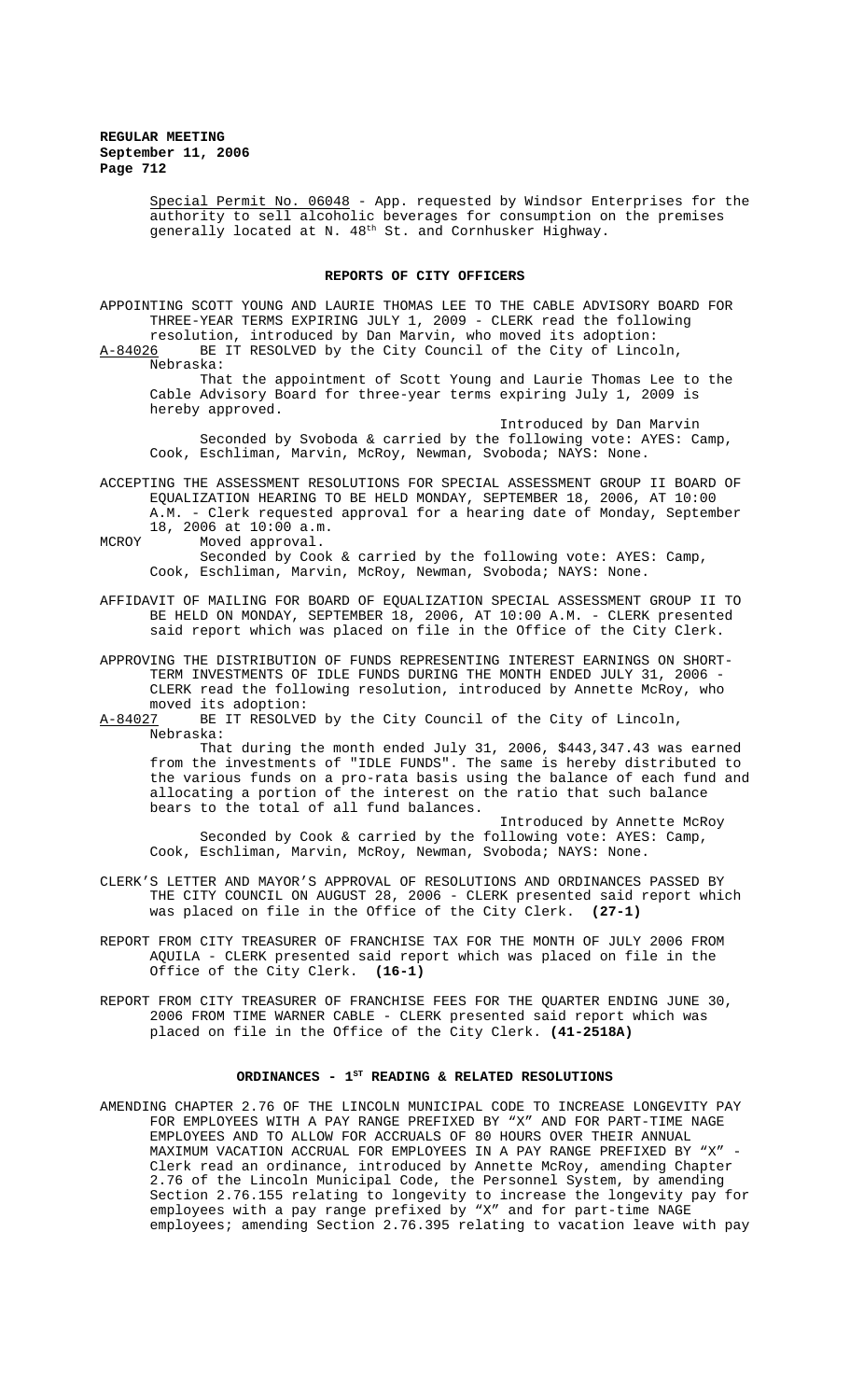Special Permit No. 06048 - App. requested by Windsor Enterprises for the authority to sell alcoholic beverages for consumption on the premises generally located at N. 48th St. and Cornhusker Highway.

## REPORTS OF CITY OFFICERS

APPOINTING SCOTT YOUNG AND LAURIE THOMAS LEE TO THE CABLE ADVISORY BOARD FOR THREE-YEAR TERMS EXPIRING JULY 1, 2009 - CLERK read the following resolution, introduced by Dan Marvin, who moved its adoption:

A-84026 BE IT RESOLVED by the City Council of the City of Lincoln, Nebraska:

That the appointment of Scott Young and Laurie Thomas Lee to the Cable Advisory Board for three-year terms expiring July 1, 2009 is hereby approved.

Introduced by Dan Marvin

Seconded by Svoboda & carried by the following vote: AYES: Camp, Cook, Eschliman, Marvin, McRoy, Newman, Svoboda; NAYS: None.

ACCEPTING THE ASSESSMENT RESOLUTIONS FOR SPECIAL ASSESSMENT GROUP II BOARD OF EQUALIZATION HEARING TO BE HELD MONDAY, SEPTEMBER 18, 2006, AT 10:00 A.M. - Clerk requested approval for a hearing date of Monday, September 18, 2006 at 10:00 a.m.

MCROY Moved approval.

Seconded by Cook & carried by the following vote: AYES: Camp, Cook, Eschliman, Marvin, McRoy, Newman, Svoboda; NAYS: None.

AFFIDAVIT OF MAILING FOR BOARD OF EQUALIZATION SPECIAL ASSESSMENT GROUP II TO BE HELD ON MONDAY, SEPTEMBER 18, 2006, AT 10:00 A.M. - CLERK presented said report which was placed on file in the Office of the City Clerk.

APPROVING THE DISTRIBUTION OF FUNDS REPRESENTING INTEREST EARNINGS ON SHORT-TERM INVESTMENTS OF IDLE FUNDS DURING THE MONTH ENDED JULY 31, 2006 - CLERK read the following resolution, introduced by Annette McRoy, who moved its adoption:

A-84027 BE IT RESOLVED by the City Council of the City of Lincoln, Nebraska:

That during the month ended July 31, 2006, $443,347.43 was earned from the investments of "IDLE FUNDS". The same is hereby distributed to the various funds on a pro-rata basis using the balance of each fund and allocating a portion of the interest on the ratio that such balance bears to the total of all fund balances.

Introduced by Annette McRoy

Seconded by Cook & carried by the following vote: AYES: Camp, Cook, Eschliman, Marvin, McRoy, Newman, Svoboda; NAYS: None.

CLERK'S LETTER AND MAYOR'S APPROVAL OF RESOLUTIONS AND ORDINANCES PASSED BY THE CITY COUNCIL ON AUGUST 28, 2006 - CLERK presented said report which was placed on file in the Office of the City Clerk. **(27-1)**

REPORT FROM CITY TREASURER OF FRANCHISE TAX FOR THE MONTH OF JULY 2006 FROM AQUILA - CLERK presented said report which was placed on file in the Office of the City Clerk. **(16-1)**

REPORT FROM CITY TREASURER OF FRANCHISE FEES FOR THE QUARTER ENDING JUNE 30, 2006 FROM TIME WARNER CABLE - CLERK presented said report which was placed on file in the Office of the City Clerk. **(41-2518A)**

## ORDINANCES - 1ST READING & RELATED RESOLUTIONS

AMENDING CHAPTER 2.76 OF THE LINCOLN MUNICIPAL CODE TO INCREASE LONGEVITY PAY FOR EMPLOYEES WITH A PAY RANGE PREFIXED BY "X" AND FOR PART-TIME NAGE EMPLOYEES AND TO ALLOW FOR ACCRUALS OF 80 HOURS OVER THEIR ANNUAL MAXIMUM VACATION ACCRUAL FOR EMPLOYEES IN A PAY RANGE PREFIXED BY "X" - Clerk read an ordinance, introduced by Annette McRoy, amending Chapter 2.76 of the Lincoln Municipal Code, the Personnel System, by amending Section 2.76.155 relating to longevity to increase the longevity pay for employees with a pay range prefixed by "X" and for part-time NAGE employees; amending Section 2.76.395 relating to vacation leave with pay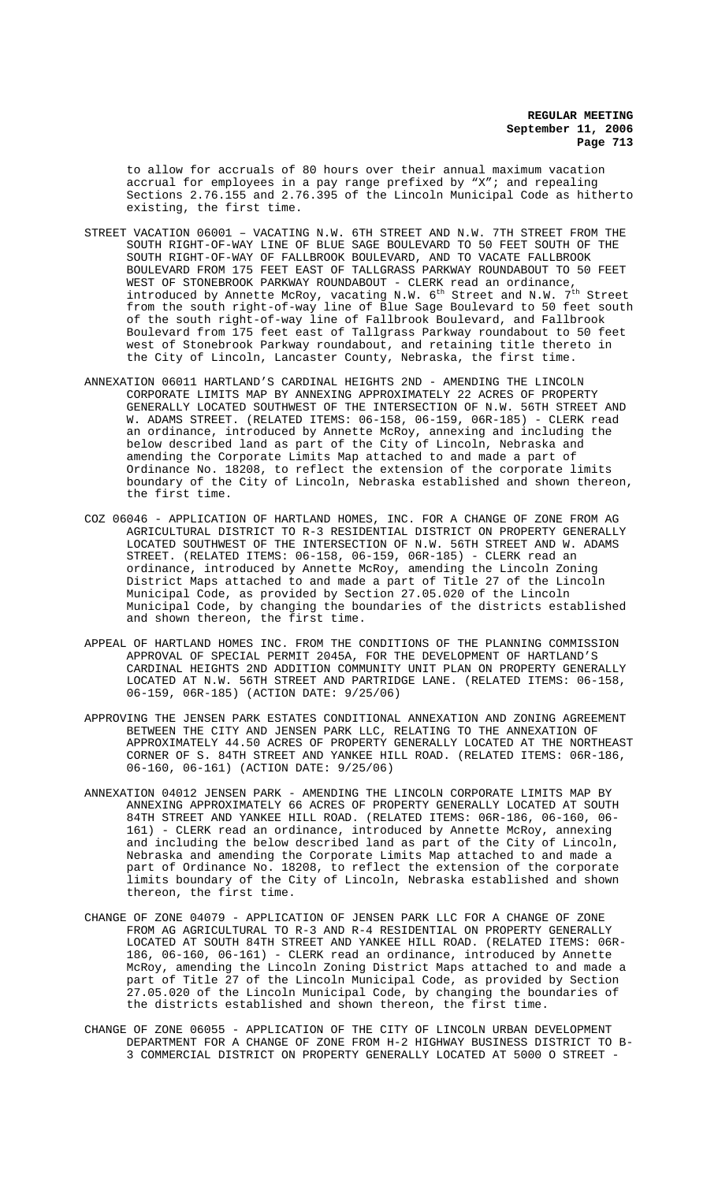to allow for accruals of 80 hours over their annual maximum vacation accrual for employees in a pay range prefixed by "X"; and repealing Sections 2.76.155 and 2.76.395 of the Lincoln Municipal Code as hitherto existing, the first time.

STREET VACATION 06001 – VACATING N.W. 6TH STREET AND N.W. 7TH STREET FROM THE SOUTH RIGHT-OF-WAY LINE OF BLUE SAGE BOULEVARD TO 50 FEET SOUTH OF THE SOUTH RIGHT-OF-WAY OF FALLBROOK BOULEVARD, AND TO VACATE FALLBROOK BOULEVARD FROM 175 FEET EAST OF TALLGRASS PARKWAY ROUNDABOUT TO 50 FEET WEST OF STONEBROOK PARKWAY ROUNDABOUT - CLERK read an ordinance, introduced by Annette McRoy, vacating N.W. 6th Street and N.W. 7th Street from the south right-of-way line of Blue Sage Boulevard to 50 feet south of the south right-of-way line of Fallbrook Boulevard, and Fallbrook Boulevard from 175 feet east of Tallgrass Parkway roundabout to 50 feet west of Stonebrook Parkway roundabout, and retaining title thereto in the City of Lincoln, Lancaster County, Nebraska, the first time.

ANNEXATION 06011 HARTLAND'S CARDINAL HEIGHTS 2ND - AMENDING THE LINCOLN CORPORATE LIMITS MAP BY ANNEXING APPROXIMATELY 22 ACRES OF PROPERTY GENERALLY LOCATED SOUTHWEST OF THE INTERSECTION OF N.W. 56TH STREET AND W. ADAMS STREET. (RELATED ITEMS: 06-158, 06-159, 06R-185) - CLERK read an ordinance, introduced by Annette McRoy, annexing and including the below described land as part of the City of Lincoln, Nebraska and amending the Corporate Limits Map attached to and made a part of Ordinance No. 18208, to reflect the extension of the corporate limits boundary of the City of Lincoln, Nebraska established and shown thereon, the first time.

COZ 06046 - APPLICATION OF HARTLAND HOMES, INC. FOR A CHANGE OF ZONE FROM AG AGRICULTURAL DISTRICT TO R-3 RESIDENTIAL DISTRICT ON PROPERTY GENERALLY LOCATED SOUTHWEST OF THE INTERSECTION OF N.W. 56TH STREET AND W. ADAMS STREET. (RELATED ITEMS: 06-158, 06-159, 06R-185) - CLERK read an ordinance, introduced by Annette McRoy, amending the Lincoln Zoning District Maps attached to and made a part of Title 27 of the Lincoln Municipal Code, as provided by Section 27.05.020 of the Lincoln Municipal Code, by changing the boundaries of the districts established and shown thereon, the first time.

APPEAL OF HARTLAND HOMES INC. FROM THE CONDITIONS OF THE PLANNING COMMISSION APPROVAL OF SPECIAL PERMIT 2045A, FOR THE DEVELOPMENT OF HARTLAND'S CARDINAL HEIGHTS 2ND ADDITION COMMUNITY UNIT PLAN ON PROPERTY GENERALLY LOCATED AT N.W. 56TH STREET AND PARTRIDGE LANE. (RELATED ITEMS: 06-158, 06-159, 06R-185) (ACTION DATE: 9/25/06)

APPROVING THE JENSEN PARK ESTATES CONDITIONAL ANNEXATION AND ZONING AGREEMENT BETWEEN THE CITY AND JENSEN PARK LLC, RELATING TO THE ANNEXATION OF APPROXIMATELY 44.50 ACRES OF PROPERTY GENERALLY LOCATED AT THE NORTHEAST CORNER OF S. 84TH STREET AND YANKEE HILL ROAD. (RELATED ITEMS: 06R-186, 06-160, 06-161) (ACTION DATE: 9/25/06)

ANNEXATION 04012 JENSEN PARK - AMENDING THE LINCOLN CORPORATE LIMITS MAP BY ANNEXING APPROXIMATELY 66 ACRES OF PROPERTY GENERALLY LOCATED AT SOUTH 84TH STREET AND YANKEE HILL ROAD. (RELATED ITEMS: 06R-186, 06-160, 06-161) - CLERK read an ordinance, introduced by Annette McRoy, annexing and including the below described land as part of the City of Lincoln, Nebraska and amending the Corporate Limits Map attached to and made a part of Ordinance No. 18208, to reflect the extension of the corporate limits boundary of the City of Lincoln, Nebraska established and shown thereon, the first time.

CHANGE OF ZONE 04079 - APPLICATION OF JENSEN PARK LLC FOR A CHANGE OF ZONE FROM AG AGRICULTURAL TO R-3 AND R-4 RESIDENTIAL ON PROPERTY GENERALLY LOCATED AT SOUTH 84TH STREET AND YANKEE HILL ROAD. (RELATED ITEMS: 06R-186, 06-160, 06-161) - CLERK read an ordinance, introduced by Annette McRoy, amending the Lincoln Zoning District Maps attached to and made a part of Title 27 of the Lincoln Municipal Code, as provided by Section 27.05.020 of the Lincoln Municipal Code, by changing the boundaries of the districts established and shown thereon, the first time.

CHANGE OF ZONE 06055 - APPLICATION OF THE CITY OF LINCOLN URBAN DEVELOPMENT DEPARTMENT FOR A CHANGE OF ZONE FROM H-2 HIGHWAY BUSINESS DISTRICT TO B-3 COMMERCIAL DISTRICT ON PROPERTY GENERALLY LOCATED AT 5000 O STREET -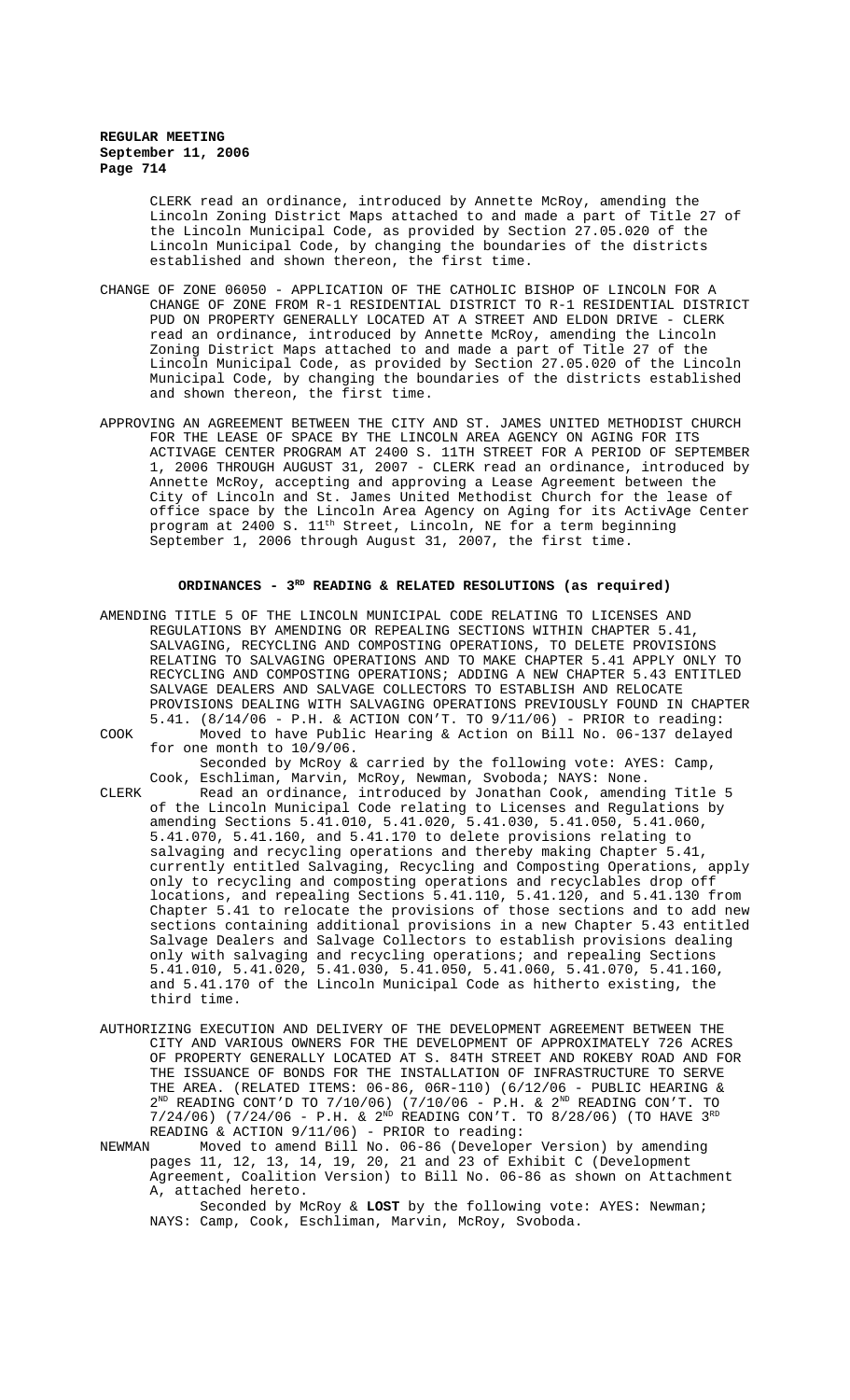CLERK read an ordinance, introduced by Annette McRoy, amending the Lincoln Zoning District Maps attached to and made a part of Title 27 of the Lincoln Municipal Code, as provided by Section 27.05.020 of the Lincoln Municipal Code, by changing the boundaries of the districts established and shown thereon, the first time.

CHANGE OF ZONE 06050 - APPLICATION OF THE CATHOLIC BISHOP OF LINCOLN FOR A CHANGE OF ZONE FROM R-1 RESIDENTIAL DISTRICT TO R-1 RESIDENTIAL DISTRICT PUD ON PROPERTY GENERALLY LOCATED AT A STREET AND ELDON DRIVE - CLERK read an ordinance, introduced by Annette McRoy, amending the Lincoln Zoning District Maps attached to and made a part of Title 27 of the Lincoln Municipal Code, as provided by Section 27.05.020 of the Lincoln Municipal Code, by changing the boundaries of the districts established and shown thereon, the first time.

APPROVING AN AGREEMENT BETWEEN THE CITY AND ST. JAMES UNITED METHODIST CHURCH FOR THE LEASE OF SPACE BY THE LINCOLN AREA AGENCY ON AGING FOR ITS ACTIVAGE CENTER PROGRAM AT 2400 S. 11TH STREET FOR A PERIOD OF SEPTEMBER 1, 2006 THROUGH AUGUST 31, 2007 - CLERK read an ordinance, introduced by Annette McRoy, accepting and approving a Lease Agreement between the City of Lincoln and St. James United Methodist Church for the lease of office space by the Lincoln Area Agency on Aging for its ActivAge Center program at 2400 S. 11th Street, Lincoln, NE for a term beginning September 1, 2006 through August 31, 2007, the first time.

## ORDINANCES - 3RD READING & RELATED RESOLUTIONS (as required)

AMENDING TITLE 5 OF THE LINCOLN MUNICIPAL CODE RELATING TO LICENSES AND REGULATIONS BY AMENDING OR REPEALING SECTIONS WITHIN CHAPTER 5.41, SALVAGING, RECYCLING AND COMPOSTING OPERATIONS, TO DELETE PROVISIONS RELATING TO SALVAGING OPERATIONS AND TO MAKE CHAPTER 5.41 APPLY ONLY TO RECYCLING AND COMPOSTING OPERATIONS; ADDING A NEW CHAPTER 5.43 ENTITLED SALVAGE DEALERS AND SALVAGE COLLECTORS TO ESTABLISH AND RELOCATE PROVISIONS DEALING WITH SALVAGING OPERATIONS PREVIOUSLY FOUND IN CHAPTER 5.41. (8/14/06 - P.H. & ACTION CON'T. TO 9/11/06) - PRIOR to reading:

COOK Moved to have Public Hearing & Action on Bill No. 06-137 delayed for one month to 10/9/06.

Seconded by McRoy & carried by the following vote: AYES: Camp, Cook, Eschliman, Marvin, McRoy, Newman, Svoboda; NAYS: None.

CLERK Read an ordinance, introduced by Jonathan Cook, amending Title 5 of the Lincoln Municipal Code relating to Licenses and Regulations by amending Sections 5.41.010, 5.41.020, 5.41.030, 5.41.050, 5.41.060, 5.41.070, 5.41.160, and 5.41.170 to delete provisions relating to salvaging and recycling operations and thereby making Chapter 5.41, currently entitled Salvaging, Recycling and Composting Operations, apply only to recycling and composting operations and recyclables drop off locations, and repealing Sections 5.41.110, 5.41.120, and 5.41.130 from Chapter 5.41 to relocate the provisions of those sections and to add new sections containing additional provisions in a new Chapter 5.43 entitled Salvage Dealers and Salvage Collectors to establish provisions dealing only with salvaging and recycling operations; and repealing Sections 5.41.010, 5.41.020, 5.41.030, 5.41.050, 5.41.060, 5.41.070, 5.41.160, and 5.41.170 of the Lincoln Municipal Code as hitherto existing, the third time.

AUTHORIZING EXECUTION AND DELIVERY OF THE DEVELOPMENT AGREEMENT BETWEEN THE CITY AND VARIOUS OWNERS FOR THE DEVELOPMENT OF APPROXIMATELY 726 ACRES OF PROPERTY GENERALLY LOCATED AT S. 84TH STREET AND ROKEBY ROAD AND FOR THE ISSUANCE OF BONDS FOR THE INSTALLATION OF INFRASTRUCTURE TO SERVE THE AREA. (RELATED ITEMS: 06-86, 06R-110) (6/12/06 - PUBLIC HEARING & 2ND READING CONT'D TO 7/10/06) (7/10/06 - P.H. & 2ND READING CON'T. TO 7/24/06) (7/24/06 - P.H. & 2ND READING CON'T. TO 8/28/06) (TO HAVE 3RD READING & ACTION 9/11/06) - PRIOR to reading:

NEWMAN Moved to amend Bill No. 06-86 (Developer Version) by amending pages 11, 12, 13, 14, 19, 20, 21 and 23 of Exhibit C (Development Agreement, Coalition Version) to Bill No. 06-86 as shown on Attachment A, attached hereto.

Seconded by McRoy & **LOST** by the following vote: AYES: Newman; NAYS: Camp, Cook, Eschliman, Marvin, McRoy, Svoboda.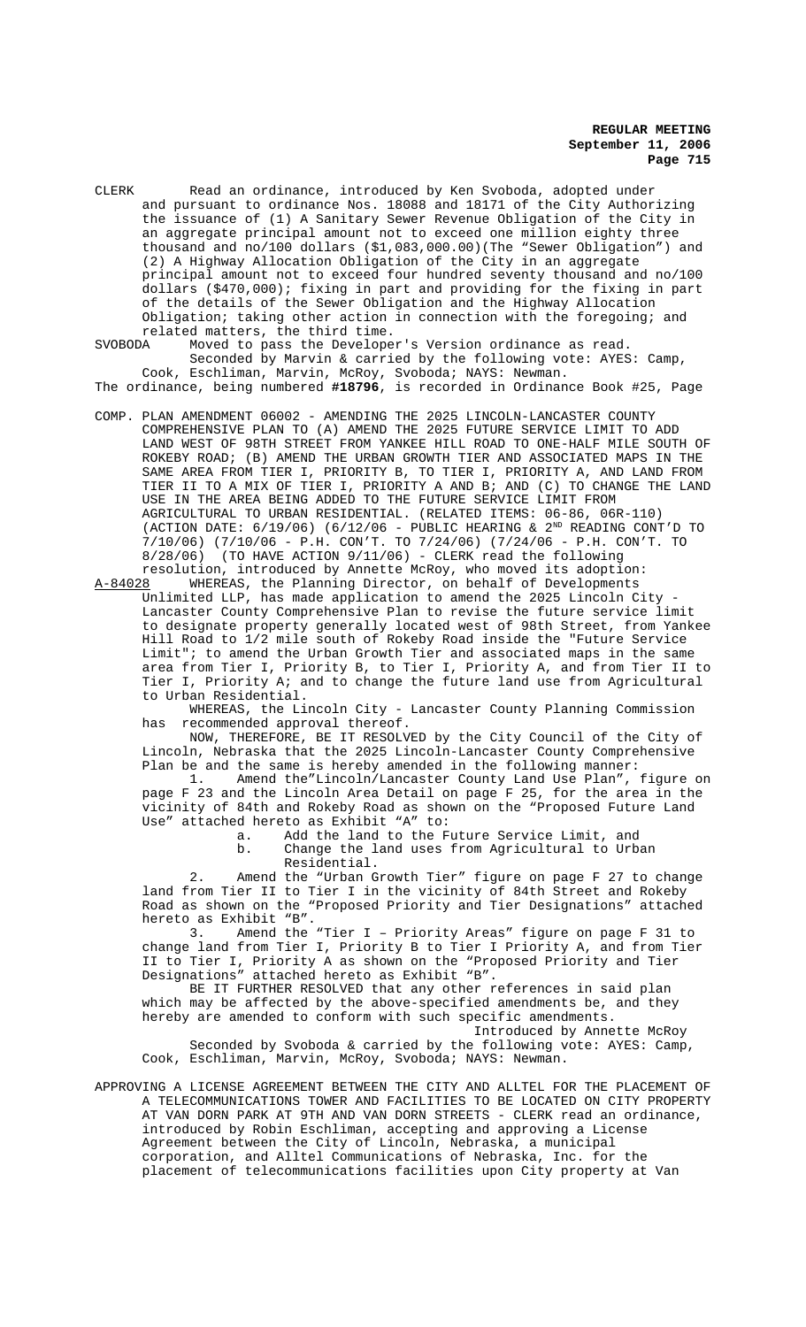CLERK Read an ordinance, introduced by Ken Svoboda, adopted under and pursuant to ordinance Nos. 18088 and 18171 of the City Authorizing the issuance of (1) A Sanitary Sewer Revenue Obligation of the City in an aggregate principal amount not to exceed one million eighty three thousand and no/100 dollars ($1,083,000.00)(The "Sewer Obligation") and (2) A Highway Allocation Obligation of the City in an aggregate principal amount not to exceed four hundred seventy thousand and no/100 dollars ($470,000); fixing in part and providing for the fixing in part of the details of the Sewer Obligation and the Highway Allocation Obligation; taking other action in connection with the foregoing; and related matters, the third time.

SVOBODA Moved to pass the Developer's Version ordinance as read.

Seconded by Marvin & carried by the following vote: AYES: Camp, Cook, Eschliman, Marvin, McRoy, Svoboda; NAYS: Newman.

The ordinance, being numbered **#18796**, is recorded in Ordinance Book #25, Page

COMP. PLAN AMENDMENT 06002 - AMENDING THE 2025 LINCOLN-LANCASTER COUNTY COMPREHENSIVE PLAN TO (A) AMEND THE 2025 FUTURE SERVICE LIMIT TO ADD LAND WEST OF 98TH STREET FROM YANKEE HILL ROAD TO ONE-HALF MILE SOUTH OF ROKEBY ROAD; (B) AMEND THE URBAN GROWTH TIER AND ASSOCIATED MAPS IN THE SAME AREA FROM TIER I, PRIORITY B, TO TIER I, PRIORITY A, AND LAND FROM TIER II TO A MIX OF TIER I, PRIORITY A AND B; AND (C) TO CHANGE THE LAND USE IN THE AREA BEING ADDED TO THE FUTURE SERVICE LIMIT FROM AGRICULTURAL TO URBAN RESIDENTIAL. (RELATED ITEMS: 06-86, 06R-110) (ACTION DATE: 6/19/06) (6/12/06 - PUBLIC HEARING & 2ND READING CONT'D TO 7/10/06) (7/10/06 - P.H. CON'T. TO 7/24/06) (7/24/06 - P.H. CON'T. TO 8/28/06) (TO HAVE ACTION 9/11/06) - CLERK read the following resolution, introduced by Annette McRoy, who moved its adoption:

A-84028 WHEREAS, the Planning Director, on behalf of Developments Unlimited LLP, has made application to amend the 2025 Lincoln City - Lancaster County Comprehensive Plan to revise the future service limit to designate property generally located west of 98th Street, from Yankee Hill Road to 1/2 mile south of Rokeby Road inside the "Future Service Limit"; to amend the Urban Growth Tier and associated maps in the same area from Tier I, Priority B, to Tier I, Priority A, and from Tier II to Tier I, Priority A; and to change the future land use from Agricultural to Urban Residential.

WHEREAS, the Lincoln City - Lancaster County Planning Commission has recommended approval thereof.

NOW, THEREFORE, BE IT RESOLVED by the City Council of the City of Lincoln, Nebraska that the 2025 Lincoln-Lancaster County Comprehensive Plan be and the same is hereby amended in the following manner:

1. Amend the"Lincoln/Lancaster County Land Use Plan", figure on page F 23 and the Lincoln Area Detail on page F 25, for the area in the vicinity of 84th and Rokeby Road as shown on the "Proposed Future Land Use" attached hereto as Exhibit "A" to:
   a. Add the land to the Future Service Limit, and
   b. Change the land uses from Agricultural to Urban Residential.
2. Amend the "Urban Growth Tier" figure on page F 27 to change land from Tier II to Tier I in the vicinity of 84th Street and Rokeby Road as shown on the "Proposed Priority and Tier Designations" attached hereto as Exhibit "B".
3. Amend the "Tier I – Priority Areas" figure on page F 31 to change land from Tier I, Priority B to Tier I Priority A, and from Tier II to Tier I, Priority A as shown on the "Proposed Priority and Tier Designations" attached hereto as Exhibit "B".

BE IT FURTHER RESOLVED that any other references in said plan which may be affected by the above-specified amendments be, and they hereby are amended to conform with such specific amendments.

Introduced by Annette McRoy

Seconded by Svoboda & carried by the following vote: AYES: Camp, Cook, Eschliman, Marvin, McRoy, Svoboda; NAYS: Newman.

APPROVING A LICENSE AGREEMENT BETWEEN THE CITY AND ALLTEL FOR THE PLACEMENT OF A TELECOMMUNICATIONS TOWER AND FACILITIES TO BE LOCATED ON CITY PROPERTY AT VAN DORN PARK AT 9TH AND VAN DORN STREETS - CLERK read an ordinance, introduced by Robin Eschliman, accepting and approving a License Agreement between the City of Lincoln, Nebraska, a municipal corporation, and Alltel Communications of Nebraska, Inc. for the placement of telecommunications facilities upon City property at Van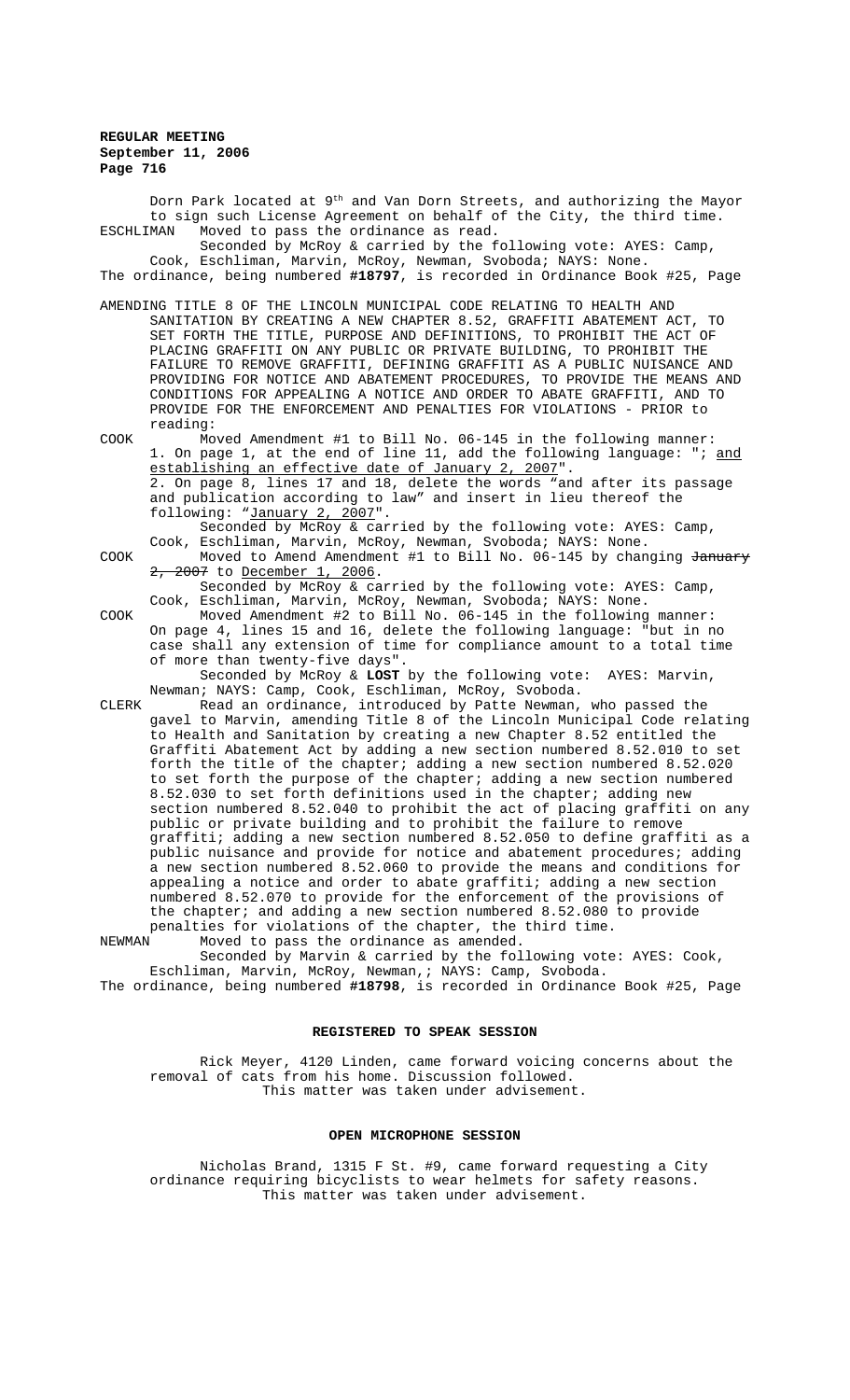Dorn Park located at 9th and Van Dorn Streets, and authorizing the Mayor to sign such License Agreement on behalf of the City, the third time.

ESCHLIMAN Moved to pass the ordinance as read.

Seconded by McRoy & carried by the following vote: AYES: Camp, Cook, Eschliman, Marvin, McRoy, Newman, Svoboda; NAYS: None.

The ordinance, being numbered **#18797**, is recorded in Ordinance Book #25, Page

AMENDING TITLE 8 OF THE LINCOLN MUNICIPAL CODE RELATING TO HEALTH AND SANITATION BY CREATING A NEW CHAPTER 8.52, GRAFFITI ABATEMENT ACT, TO SET FORTH THE TITLE, PURPOSE AND DEFINITIONS, TO PROHIBIT THE ACT OF PLACING GRAFFITI ON ANY PUBLIC OR PRIVATE BUILDING, TO PROHIBIT THE FAILURE TO REMOVE GRAFFITI, DEFINING GRAFFITI AS A PUBLIC NUISANCE AND PROVIDING FOR NOTICE AND ABATEMENT PROCEDURES, TO PROVIDE THE MEANS AND CONDITIONS FOR APPEALING A NOTICE AND ORDER TO ABATE GRAFFITI, AND TO PROVIDE FOR THE ENFORCEMENT AND PENALTIES FOR VIOLATIONS - PRIOR to reading:

COOK Moved Amendment #1 to Bill No. 06-145 in the following manner:
1. On page 1, at the end of line 11, add the following language: "; and establishing an effective date of January 2, 2007".
2. On page 8, lines 17 and 18, delete the words "and after its passage and publication according to law" and insert in lieu thereof the following: "January 2, 2007".

Seconded by McRoy & carried by the following vote: AYES: Camp, Cook, Eschliman, Marvin, McRoy, Newman, Svoboda; NAYS: None.

COOK Moved to Amend Amendment #1 to Bill No. 06-145 by changing ~~January 2, 2007~~ to December 1, 2006.

Seconded by McRoy & carried by the following vote: AYES: Camp, Cook, Eschliman, Marvin, McRoy, Newman, Svoboda; NAYS: None.

COOK Moved Amendment #2 to Bill No. 06-145 in the following manner: On page 4, lines 15 and 16, delete the following language: "but in no case shall any extension of time for compliance amount to a total time of more than twenty-five days".

Seconded by McRoy & **LOST** by the following vote: AYES: Marvin, Newman; NAYS: Camp, Cook, Eschliman, McRoy, Svoboda.

CLERK Read an ordinance, introduced by Patte Newman, who passed the gavel to Marvin, amending Title 8 of the Lincoln Municipal Code relating to Health and Sanitation by creating a new Chapter 8.52 entitled the Graffiti Abatement Act by adding a new section numbered 8.52.010 to set forth the title of the chapter; adding a new section numbered 8.52.020 to set forth the purpose of the chapter; adding a new section numbered 8.52.030 to set forth definitions used in the chapter; adding new section numbered 8.52.040 to prohibit the act of placing graffiti on any public or private building and to prohibit the failure to remove graffiti; adding a new section numbered 8.52.050 to define graffiti as a public nuisance and provide for notice and abatement procedures; adding a new section numbered 8.52.060 to provide the means and conditions for appealing a notice and order to abate graffiti; adding a new section numbered 8.52.070 to provide for the enforcement of the provisions of the chapter; and adding a new section numbered 8.52.080 to provide penalties for violations of the chapter, the third time.

NEWMAN Moved to pass the ordinance as amended.

Seconded by Marvin & carried by the following vote: AYES: Cook, Eschliman, Marvin, McRoy, Newman,; NAYS: Camp, Svoboda.

The ordinance, being numbered **#18798**, is recorded in Ordinance Book #25, Page

## REGISTERED TO SPEAK SESSION

Rick Meyer, 4120 Linden, came forward voicing concerns about the removal of cats from his home. Discussion followed.
This matter was taken under advisement.

## OPEN MICROPHONE SESSION

Nicholas Brand, 1315 F St. #9, came forward requesting a City ordinance requiring bicyclists to wear helmets for safety reasons.
This matter was taken under advisement.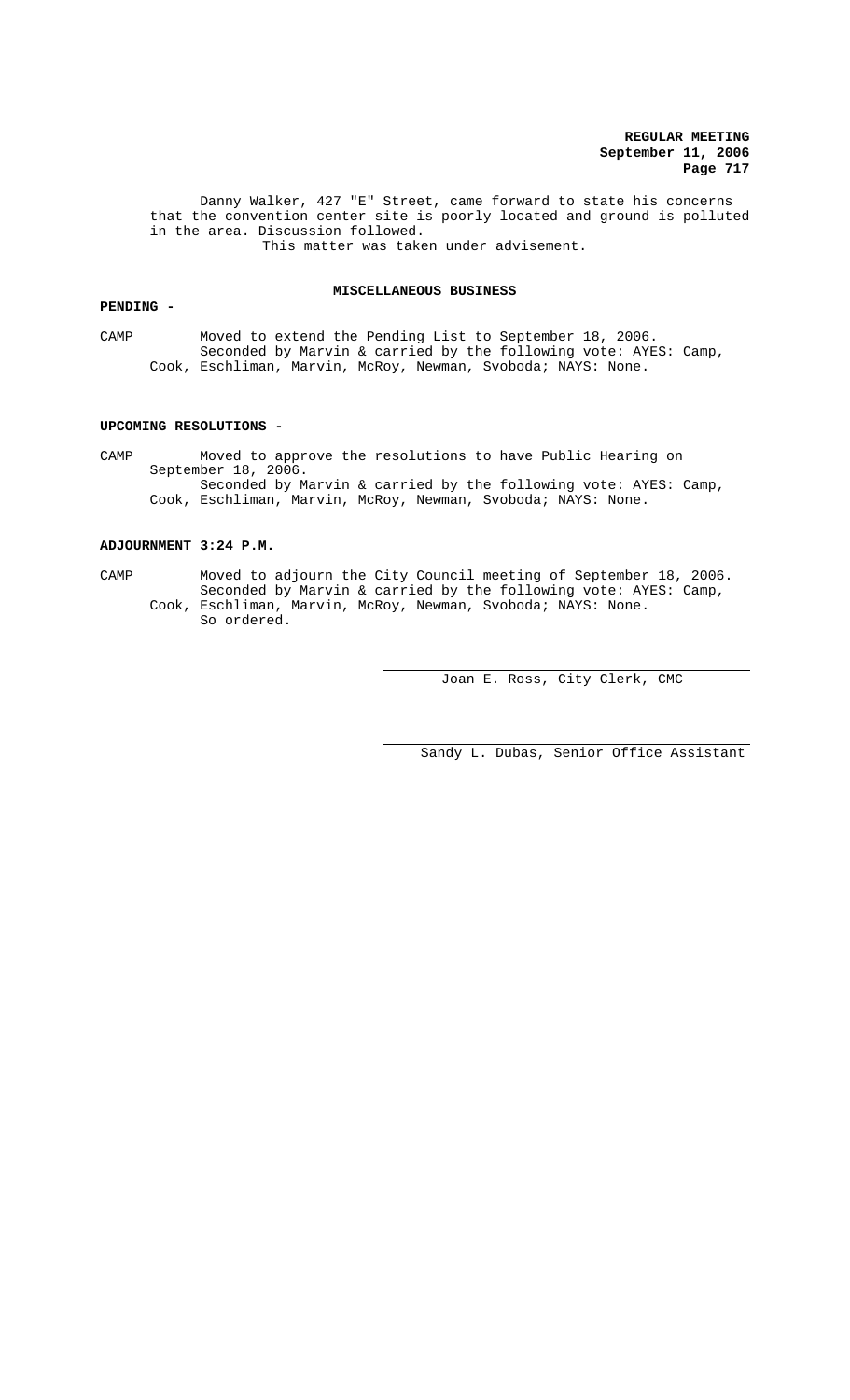Danny Walker, 427 "E" Street, came forward to state his concerns that the convention center site is poorly located and ground is polluted in the area. Discussion followed.

This matter was taken under advisement.

## MISCELLANEOUS BUSINESS

**PENDING -**

CAMP Moved to extend the Pending List to September 18, 2006.
Seconded by Marvin & carried by the following vote: AYES: Camp, Cook, Eschliman, Marvin, McRoy, Newman, Svoboda; NAYS: None.

**UPCOMING RESOLUTIONS -**

CAMP Moved to approve the resolutions to have Public Hearing on September 18, 2006.
Seconded by Marvin & carried by the following vote: AYES: Camp, Cook, Eschliman, Marvin, McRoy, Newman, Svoboda; NAYS: None.

**ADJOURNMENT 3:24 P.M.**

CAMP Moved to adjourn the City Council meeting of September 18, 2006.
Seconded by Marvin & carried by the following vote: AYES: Camp, Cook, Eschliman, Marvin, McRoy, Newman, Svoboda; NAYS: None.
So ordered.

Joan E. Ross, City Clerk, CMC

Sandy L. Dubas, Senior Office Assistant